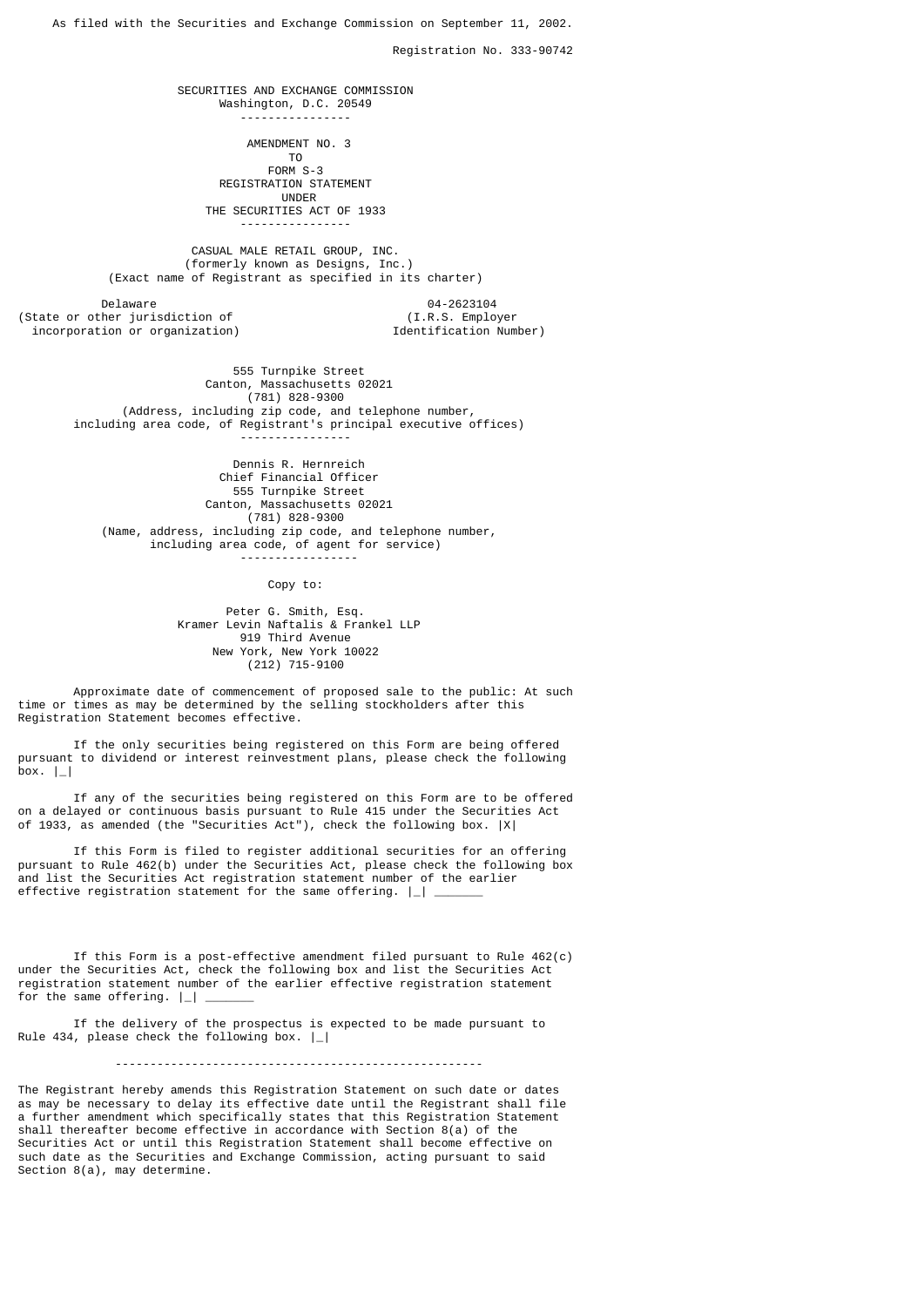As filed with the Securities and Exchange Commission on September 11, 2002.

Registration No. 333-90742

SECURITIES AND EXCHANGE COMMISSION
Washington, D.C. 20549

---

AMENDMENT NO. 3
TO
FORM S-3
REGISTRATION STATEMENT
UNDER
THE SECURITIES ACT OF 1933

---

CASUAL MALE RETAIL GROUP, INC.
(formerly known as Designs, Inc.)
(Exact name of Registrant as specified in its charter)

| Delaware | 04-2623104 |
|---|---|
| (State or other jurisdiction of incorporation or organization) | (I.R.S. Employer Identification Number) |

555 Turnpike Street
Canton, Massachusetts 02021
(781) 828-9300
(Address, including zip code, and telephone number, including area code, of Registrant's principal executive offices)

---

Dennis R. Hernreich
Chief Financial Officer
555 Turnpike Street
Canton, Massachusetts 02021
(781) 828-9300
(Name, address, including zip code, and telephone number, including area code, of agent for service)

---

Copy to:

Peter G. Smith, Esq.
Kramer Levin Naftalis & Frankel LLP
919 Third Avenue
New York, New York 10022
(212) 715-9100

Approximate date of commencement of proposed sale to the public: At such time or times as may be determined by the selling stockholders after this Registration Statement becomes effective.

If the only securities being registered on this Form are being offered pursuant to dividend or interest reinvestment plans, please check the following box. |_|

If any of the securities being registered on this Form are to be offered on a delayed or continuous basis pursuant to Rule 415 under the Securities Act of 1933, as amended (the "Securities Act"), check the following box. |X|

If this Form is filed to register additional securities for an offering pursuant to Rule 462(b) under the Securities Act, please check the following box and list the Securities Act registration statement number of the earlier effective registration statement for the same offering. |_| _______

If this Form is a post-effective amendment filed pursuant to Rule 462(c) under the Securities Act, check the following box and list the Securities Act registration statement number of the earlier effective registration statement for the same offering. |_| _______

If the delivery of the prospectus is expected to be made pursuant to Rule 434, please check the following box. |_|

---

The Registrant hereby amends this Registration Statement on such date or dates as may be necessary to delay its effective date until the Registrant shall file a further amendment which specifically states that this Registration Statement shall thereafter become effective in accordance with Section 8(a) of the Securities Act or until this Registration Statement shall become effective on such date as the Securities and Exchange Commission, acting pursuant to said Section 8(a), may determine.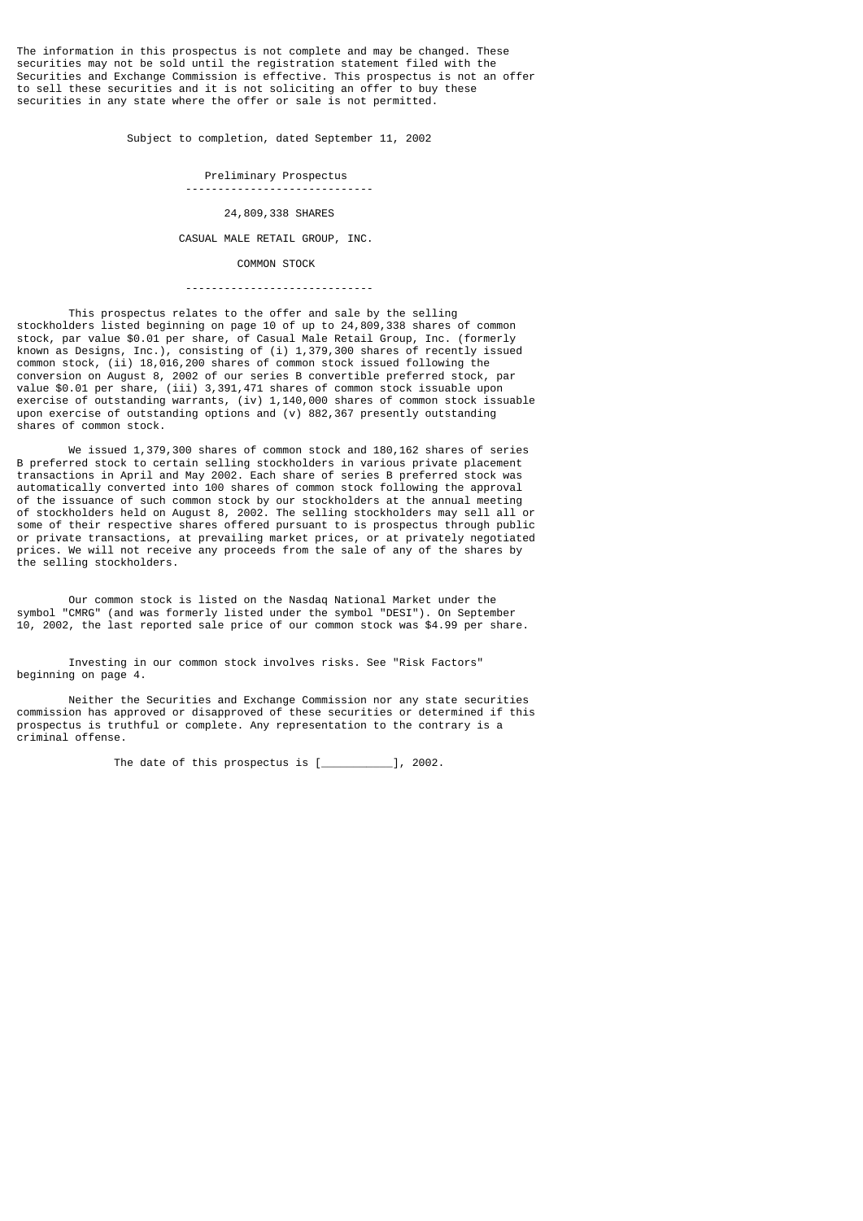The information in this prospectus is not complete and may be changed. These securities may not be sold until the registration statement filed with the Securities and Exchange Commission is effective. This prospectus is not an offer to sell these securities and it is not soliciting an offer to buy these securities in any state where the offer or sale is not permitted.

Subject to completion, dated September 11, 2002

Preliminary Prospectus

---

24,809,338 SHARES

CASUAL MALE RETAIL GROUP, INC.

COMMON STOCK

---

This prospectus relates to the offer and sale by the selling stockholders listed beginning on page 10 of up to 24,809,338 shares of common stock, par value $0.01 per share, of Casual Male Retail Group, Inc. (formerly known as Designs, Inc.), consisting of (i) 1,379,300 shares of recently issued common stock, (ii) 18,016,200 shares of common stock issued following the conversion on August 8, 2002 of our series B convertible preferred stock, par value $0.01 per share, (iii) 3,391,471 shares of common stock issuable upon exercise of outstanding warrants, (iv) 1,140,000 shares of common stock issuable upon exercise of outstanding options and (v) 882,367 presently outstanding shares of common stock.

We issued 1,379,300 shares of common stock and 180,162 shares of series B preferred stock to certain selling stockholders in various private placement transactions in April and May 2002. Each share of series B preferred stock was automatically converted into 100 shares of common stock following the approval of the issuance of such common stock by our stockholders at the annual meeting of stockholders held on August 8, 2002. The selling stockholders may sell all or some of their respective shares offered pursuant to is prospectus through public or private transactions, at prevailing market prices, or at privately negotiated prices. We will not receive any proceeds from the sale of any of the shares by the selling stockholders.

Our common stock is listed on the Nasdaq National Market under the symbol "CMRG" (and was formerly listed under the symbol "DESI"). On September 10, 2002, the last reported sale price of our common stock was $4.99 per share.

Investing in our common stock involves risks. See "Risk Factors" beginning on page 4.

Neither the Securities and Exchange Commission nor any state securities commission has approved or disapproved of these securities or determined if this prospectus is truthful or complete. Any representation to the contrary is a criminal offense.

The date of this prospectus is [___________], 2002.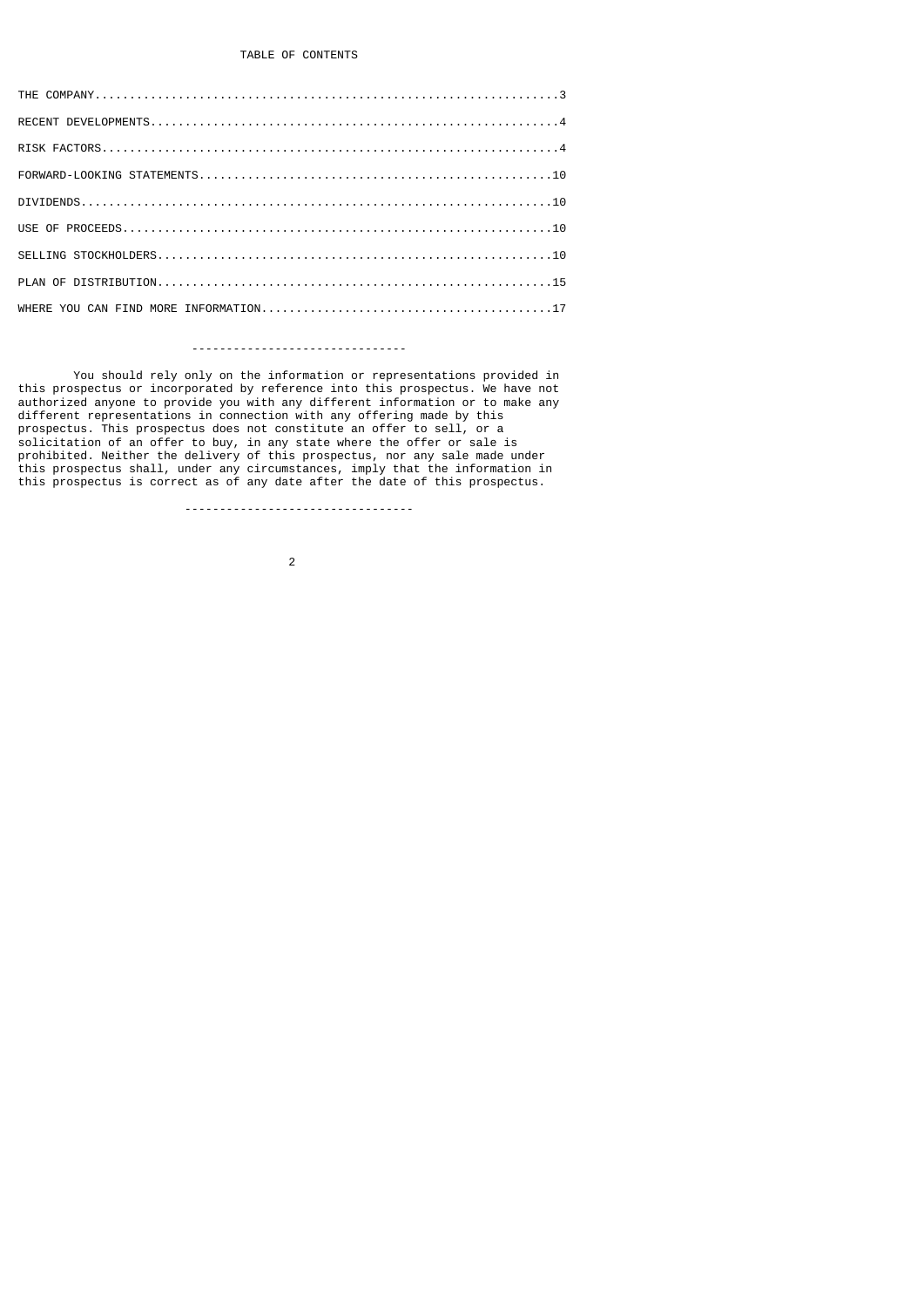## TABLE OF CONTENTS

| | |
|---|---|
| THE COMPANY | 3 |
| RECENT DEVELOPMENTS | 4 |
| RISK FACTORS | 4 |
| FORWARD-LOOKING STATEMENTS | 10 |
| DIVIDENDS | 10 |
| USE OF PROCEEDS | 10 |
| SELLING STOCKHOLDERS | 10 |
| PLAN OF DISTRIBUTION | 15 |
| WHERE YOU CAN FIND MORE INFORMATION | 17 |

------------------------------

You should rely only on the information or representations provided in this prospectus or incorporated by reference into this prospectus. We have not authorized anyone to provide you with any different information or to make any different representations in connection with any offering made by this prospectus. This prospectus does not constitute an offer to sell, or a solicitation of an offer to buy, in any state where the offer or sale is prohibited. Neither the delivery of this prospectus, nor any sale made under this prospectus shall, under any circumstances, imply that the information in this prospectus is correct as of any date after the date of this prospectus.

--------------------------------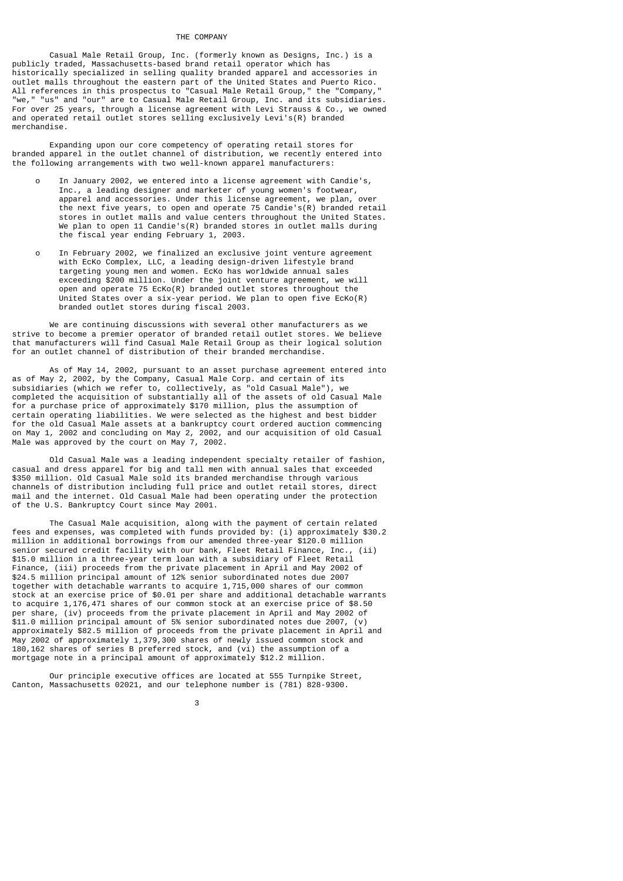## THE COMPANY

Casual Male Retail Group, Inc. (formerly known as Designs, Inc.) is a publicly traded, Massachusetts-based brand retail operator which has historically specialized in selling quality branded apparel and accessories in outlet malls throughout the eastern part of the United States and Puerto Rico. All references in this prospectus to "Casual Male Retail Group," the "Company," "we," "us" and "our" are to Casual Male Retail Group, Inc. and its subsidiaries. For over 25 years, through a license agreement with Levi Strauss & Co., we owned and operated retail outlet stores selling exclusively Levi's(R) branded merchandise.

Expanding upon our core competency of operating retail stores for branded apparel in the outlet channel of distribution, we recently entered into the following arrangements with two well-known apparel manufacturers:

- In January 2002, we entered into a license agreement with Candie's, Inc., a leading designer and marketer of young women's footwear, apparel and accessories. Under this license agreement, we plan, over the next five years, to open and operate 75 Candie's(R) branded retail stores in outlet malls and value centers throughout the United States. We plan to open 11 Candie's(R) branded stores in outlet malls during the fiscal year ending February 1, 2003.

- In February 2002, we finalized an exclusive joint venture agreement with EcKo Complex, LLC, a leading design-driven lifestyle brand targeting young men and women. EcKo has worldwide annual sales exceeding $200 million. Under the joint venture agreement, we will open and operate 75 EcKo(R) branded outlet stores throughout the United States over a six-year period. We plan to open five EcKo(R) branded outlet stores during fiscal 2003.

We are continuing discussions with several other manufacturers as we strive to become a premier operator of branded retail outlet stores. We believe that manufacturers will find Casual Male Retail Group as their logical solution for an outlet channel of distribution of their branded merchandise.

As of May 14, 2002, pursuant to an asset purchase agreement entered into as of May 2, 2002, by the Company, Casual Male Corp. and certain of its subsidiaries (which we refer to, collectively, as "old Casual Male"), we completed the acquisition of substantially all of the assets of old Casual Male for a purchase price of approximately $170 million, plus the assumption of certain operating liabilities. We were selected as the highest and best bidder for the old Casual Male assets at a bankruptcy court ordered auction commencing on May 1, 2002 and concluding on May 2, 2002, and our acquisition of old Casual Male was approved by the court on May 7, 2002.

Old Casual Male was a leading independent specialty retailer of fashion, casual and dress apparel for big and tall men with annual sales that exceeded $350 million. Old Casual Male sold its branded merchandise through various channels of distribution including full price and outlet retail stores, direct mail and the internet. Old Casual Male had been operating under the protection of the U.S. Bankruptcy Court since May 2001.

The Casual Male acquisition, along with the payment of certain related fees and expenses, was completed with funds provided by: (i) approximately $30.2 million in additional borrowings from our amended three-year $120.0 million senior secured credit facility with our bank, Fleet Retail Finance, Inc., (ii) $15.0 million in a three-year term loan with a subsidiary of Fleet Retail Finance, (iii) proceeds from the private placement in April and May 2002 of $24.5 million principal amount of 12% senior subordinated notes due 2007 together with detachable warrants to acquire 1,715,000 shares of our common stock at an exercise price of $0.01 per share and additional detachable warrants to acquire 1,176,471 shares of our common stock at an exercise price of $8.50 per share, (iv) proceeds from the private placement in April and May 2002 of $11.0 million principal amount of 5% senior subordinated notes due 2007, (v) approximately $82.5 million of proceeds from the private placement in April and May 2002 of approximately 1,379,300 shares of newly issued common stock and 180,162 shares of series B preferred stock, and (vi) the assumption of a mortgage note in a principal amount of approximately $12.2 million.

Our principle executive offices are located at 555 Turnpike Street, Canton, Massachusetts 02021, and our telephone number is (781) 828-9300.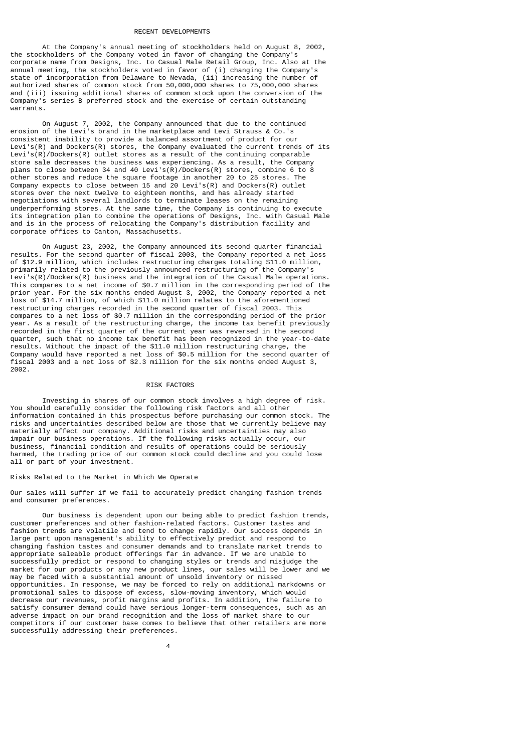## RECENT DEVELOPMENTS

At the Company's annual meeting of stockholders held on August 8, 2002, the stockholders of the Company voted in favor of changing the Company's corporate name from Designs, Inc. to Casual Male Retail Group, Inc. Also at the annual meeting, the stockholders voted in favor of (i) changing the Company's state of incorporation from Delaware to Nevada, (ii) increasing the number of authorized shares of common stock from 50,000,000 shares to 75,000,000 shares and (iii) issuing additional shares of common stock upon the conversion of the Company's series B preferred stock and the exercise of certain outstanding warrants.

On August 7, 2002, the Company announced that due to the continued erosion of the Levi's brand in the marketplace and Levi Strauss & Co.'s consistent inability to provide a balanced assortment of product for our Levi's(R) and Dockers(R) stores, the Company evaluated the current trends of its Levi's(R)/Dockers(R) outlet stores as a result of the continuing comparable store sale decreases the business was experiencing. As a result, the Company plans to close between 34 and 40 Levi's(R)/Dockers(R) stores, combine 6 to 8 other stores and reduce the square footage in another 20 to 25 stores. The Company expects to close between 15 and 20 Levi's(R) and Dockers(R) outlet stores over the next twelve to eighteen months, and has already started negotiations with several landlords to terminate leases on the remaining underperforming stores. At the same time, the Company is continuing to execute its integration plan to combine the operations of Designs, Inc. with Casual Male and is in the process of relocating the Company's distribution facility and corporate offices to Canton, Massachusetts.

On August 23, 2002, the Company announced its second quarter financial results. For the second quarter of fiscal 2003, the Company reported a net loss of $12.9 million, which includes restructuring charges totaling $11.0 million, primarily related to the previously announced restructuring of the Company's Levi's(R)/Dockers(R) business and the integration of the Casual Male operations. This compares to a net income of $0.7 million in the corresponding period of the prior year. For the six months ended August 3, 2002, the Company reported a net loss of $14.7 million, of which $11.0 million relates to the aforementioned restructuring charges recorded in the second quarter of fiscal 2003. This compares to a net loss of $0.7 million in the corresponding period of the prior year. As a result of the restructuring charge, the income tax benefit previously recorded in the first quarter of the current year was reversed in the second quarter, such that no income tax benefit has been recognized in the year-to-date results. Without the impact of the $11.0 million restructuring charge, the Company would have reported a net loss of $0.5 million for the second quarter of fiscal 2003 and a net loss of $2.3 million for the six months ended August 3, 2002.

## RISK FACTORS

Investing in shares of our common stock involves a high degree of risk. You should carefully consider the following risk factors and all other information contained in this prospectus before purchasing our common stock. The risks and uncertainties described below are those that we currently believe may materially affect our company. Additional risks and uncertainties may also impair our business operations. If the following risks actually occur, our business, financial condition and results of operations could be seriously harmed, the trading price of our common stock could decline and you could lose all or part of your investment.

### Risks Related to the Market in Which We Operate

Our sales will suffer if we fail to accurately predict changing fashion trends and consumer preferences.

Our business is dependent upon our being able to predict fashion trends, customer preferences and other fashion-related factors. Customer tastes and fashion trends are volatile and tend to change rapidly. Our success depends in large part upon management's ability to effectively predict and respond to changing fashion tastes and consumer demands and to translate market trends to appropriate saleable product offerings far in advance. If we are unable to successfully predict or respond to changing styles or trends and misjudge the market for our products or any new product lines, our sales will be lower and we may be faced with a substantial amount of unsold inventory or missed opportunities. In response, we may be forced to rely on additional markdowns or promotional sales to dispose of excess, slow-moving inventory, which would decrease our revenues, profit margins and profits. In addition, the failure to satisfy consumer demand could have serious longer-term consequences, such as an adverse impact on our brand recognition and the loss of market share to our competitors if our customer base comes to believe that other retailers are more successfully addressing their preferences.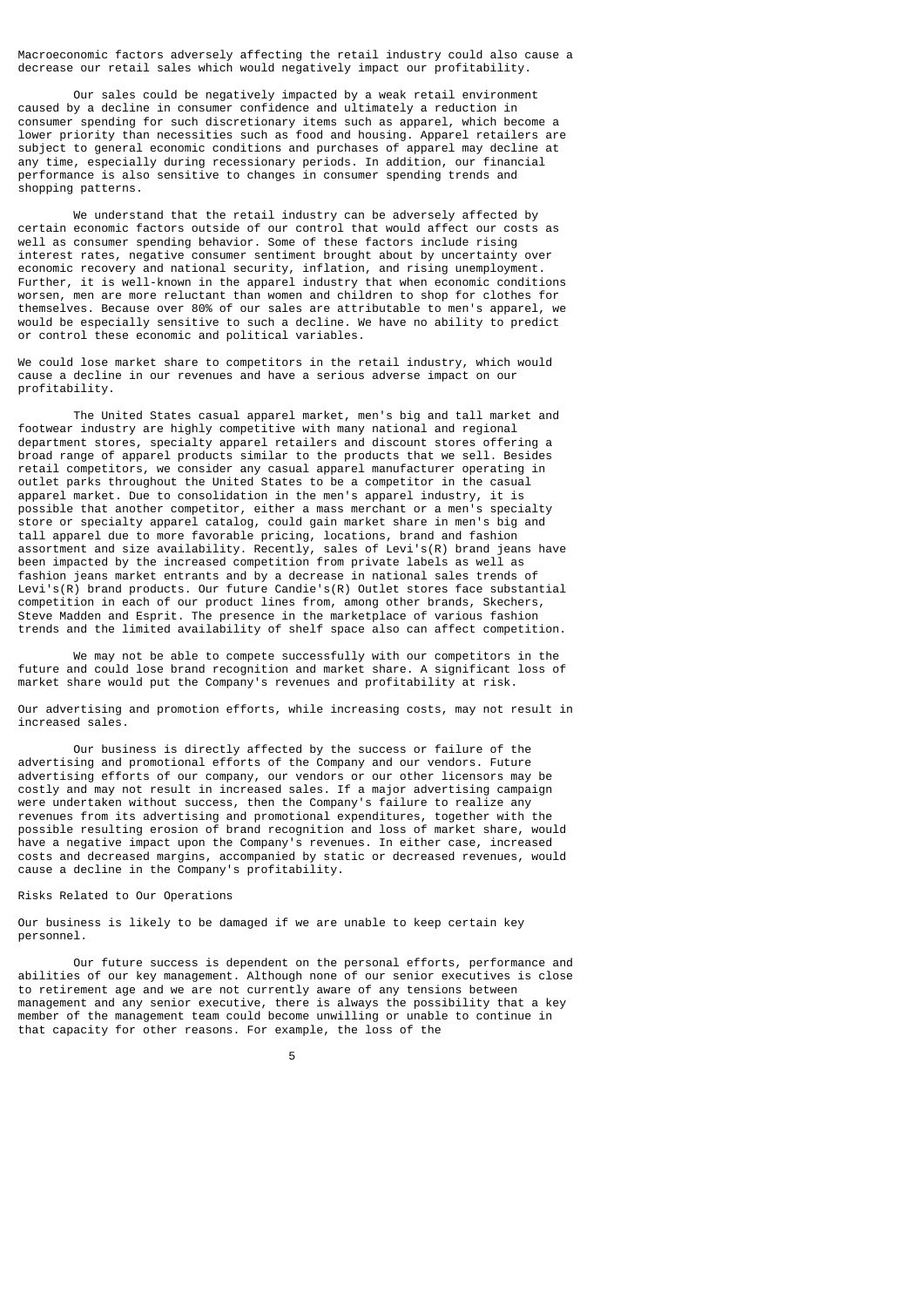Macroeconomic factors adversely affecting the retail industry could also cause a decrease our retail sales which would negatively impact our profitability.

Our sales could be negatively impacted by a weak retail environment caused by a decline in consumer confidence and ultimately a reduction in consumer spending for such discretionary items such as apparel, which become a lower priority than necessities such as food and housing. Apparel retailers are subject to general economic conditions and purchases of apparel may decline at any time, especially during recessionary periods. In addition, our financial performance is also sensitive to changes in consumer spending trends and shopping patterns.

We understand that the retail industry can be adversely affected by certain economic factors outside of our control that would affect our costs as well as consumer spending behavior. Some of these factors include rising interest rates, negative consumer sentiment brought about by uncertainty over economic recovery and national security, inflation, and rising unemployment. Further, it is well-known in the apparel industry that when economic conditions worsen, men are more reluctant than women and children to shop for clothes for themselves. Because over 80% of our sales are attributable to men's apparel, we would be especially sensitive to such a decline. We have no ability to predict or control these economic and political variables.

We could lose market share to competitors in the retail industry, which would cause a decline in our revenues and have a serious adverse impact on our profitability.

The United States casual apparel market, men's big and tall market and footwear industry are highly competitive with many national and regional department stores, specialty apparel retailers and discount stores offering a broad range of apparel products similar to the products that we sell. Besides retail competitors, we consider any casual apparel manufacturer operating in outlet parks throughout the United States to be a competitor in the casual apparel market. Due to consolidation in the men's apparel industry, it is possible that another competitor, either a mass merchant or a men's specialty store or specialty apparel catalog, could gain market share in men's big and tall apparel due to more favorable pricing, locations, brand and fashion assortment and size availability. Recently, sales of Levi's(R) brand jeans have been impacted by the increased competition from private labels as well as fashion jeans market entrants and by a decrease in national sales trends of Levi's(R) brand products. Our future Candie's(R) Outlet stores face substantial competition in each of our product lines from, among other brands, Skechers, Steve Madden and Esprit. The presence in the marketplace of various fashion trends and the limited availability of shelf space also can affect competition.

We may not be able to compete successfully with our competitors in the future and could lose brand recognition and market share. A significant loss of market share would put the Company's revenues and profitability at risk.

Our advertising and promotion efforts, while increasing costs, may not result in increased sales.

Our business is directly affected by the success or failure of the advertising and promotional efforts of the Company and our vendors. Future advertising efforts of our company, our vendors or our other licensors may be costly and may not result in increased sales. If a major advertising campaign were undertaken without success, then the Company's failure to realize any revenues from its advertising and promotional expenditures, together with the possible resulting erosion of brand recognition and loss of market share, would have a negative impact upon the Company's revenues. In either case, increased costs and decreased margins, accompanied by static or decreased revenues, would cause a decline in the Company's profitability.

Risks Related to Our Operations

Our business is likely to be damaged if we are unable to keep certain key personnel.

Our future success is dependent on the personal efforts, performance and abilities of our key management. Although none of our senior executives is close to retirement age and we are not currently aware of any tensions between management and any senior executive, there is always the possibility that a key member of the management team could become unwilling or unable to continue in that capacity for other reasons. For example, the loss of the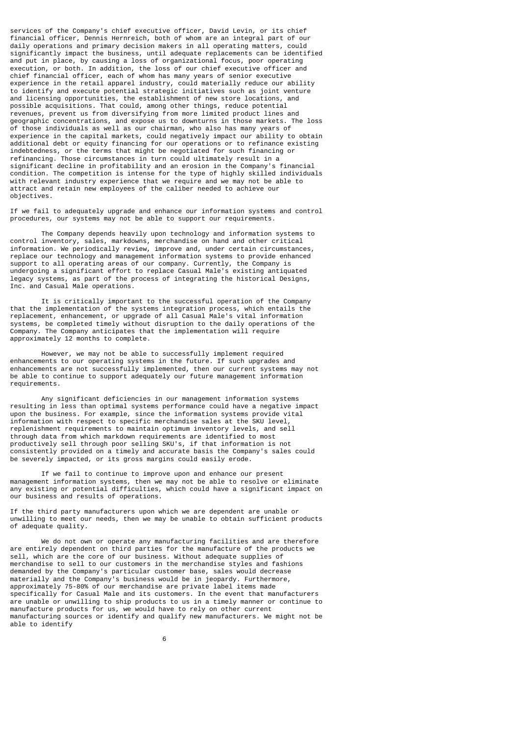services of the Company's chief executive officer, David Levin, or its chief financial officer, Dennis Hernreich, both of whom are an integral part of our daily operations and primary decision makers in all operating matters, could significantly impact the business, until adequate replacements can be identified and put in place, by causing a loss of organizational focus, poor operating execution, or both. In addition, the loss of our chief executive officer and chief financial officer, each of whom has many years of senior executive experience in the retail apparel industry, could materially reduce our ability to identify and execute potential strategic initiatives such as joint venture and licensing opportunities, the establishment of new store locations, and possible acquisitions. That could, among other things, reduce potential revenues, prevent us from diversifying from more limited product lines and geographic concentrations, and expose us to downturns in those markets. The loss of those individuals as well as our chairman, who also has many years of experience in the capital markets, could negatively impact our ability to obtain additional debt or equity financing for our operations or to refinance existing indebtedness, or the terms that might be negotiated for such financing or refinancing. Those circumstances in turn could ultimately result in a significant decline in profitability and an erosion in the Company's financial condition. The competition is intense for the type of highly skilled individuals with relevant industry experience that we require and we may not be able to attract and retain new employees of the caliber needed to achieve our objectives.

If we fail to adequately upgrade and enhance our information systems and control procedures, our systems may not be able to support our requirements.

The Company depends heavily upon technology and information systems to control inventory, sales, markdowns, merchandise on hand and other critical information. We periodically review, improve and, under certain circumstances, replace our technology and management information systems to provide enhanced support to all operating areas of our company. Currently, the Company is undergoing a significant effort to replace Casual Male's existing antiquated legacy systems, as part of the process of integrating the historical Designs, Inc. and Casual Male operations.

It is critically important to the successful operation of the Company that the implementation of the systems integration process, which entails the replacement, enhancement, or upgrade of all Casual Male's vital information systems, be completed timely without disruption to the daily operations of the Company. The Company anticipates that the implementation will require approximately 12 months to complete.

However, we may not be able to successfully implement required enhancements to our operating systems in the future. If such upgrades and enhancements are not successfully implemented, then our current systems may not be able to continue to support adequately our future management information requirements.

Any significant deficiencies in our management information systems resulting in less than optimal systems performance could have a negative impact upon the business. For example, since the information systems provide vital information with respect to specific merchandise sales at the SKU level, replenishment requirements to maintain optimum inventory levels, and sell through data from which markdown requirements are identified to most productively sell through poor selling SKU's, if that information is not consistently provided on a timely and accurate basis the Company's sales could be severely impacted, or its gross margins could easily erode.

If we fail to continue to improve upon and enhance our present management information systems, then we may not be able to resolve or eliminate any existing or potential difficulties, which could have a significant impact on our business and results of operations.

If the third party manufacturers upon which we are dependent are unable or unwilling to meet our needs, then we may be unable to obtain sufficient products of adequate quality.

We do not own or operate any manufacturing facilities and are therefore are entirely dependent on third parties for the manufacture of the products we sell, which are the core of our business. Without adequate supplies of merchandise to sell to our customers in the merchandise styles and fashions demanded by the Company's particular customer base, sales would decrease materially and the Company's business would be in jeopardy. Furthermore, approximately 75-80% of our merchandise are private label items made specifically for Casual Male and its customers. In the event that manufacturers are unable or unwilling to ship products to us in a timely manner or continue to manufacture products for us, we would have to rely on other current manufacturing sources or identify and qualify new manufacturers. We might not be able to identify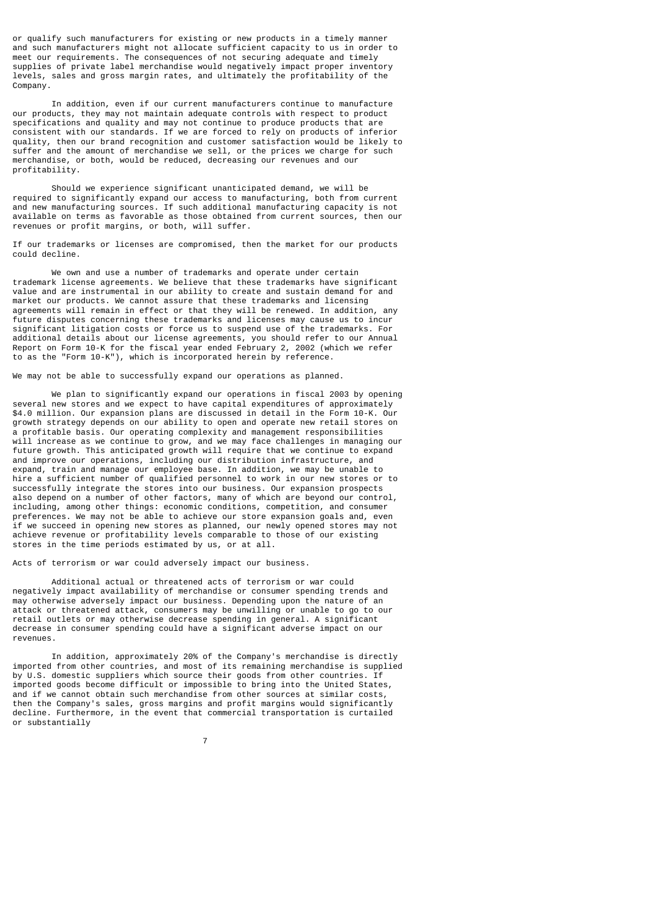or qualify such manufacturers for existing or new products in a timely manner and such manufacturers might not allocate sufficient capacity to us in order to meet our requirements. The consequences of not securing adequate and timely supplies of private label merchandise would negatively impact proper inventory levels, sales and gross margin rates, and ultimately the profitability of the Company.

In addition, even if our current manufacturers continue to manufacture our products, they may not maintain adequate controls with respect to product specifications and quality and may not continue to produce products that are consistent with our standards. If we are forced to rely on products of inferior quality, then our brand recognition and customer satisfaction would be likely to suffer and the amount of merchandise we sell, or the prices we charge for such merchandise, or both, would be reduced, decreasing our revenues and our profitability.

Should we experience significant unanticipated demand, we will be required to significantly expand our access to manufacturing, both from current and new manufacturing sources. If such additional manufacturing capacity is not available on terms as favorable as those obtained from current sources, then our revenues or profit margins, or both, will suffer.

If our trademarks or licenses are compromised, then the market for our products could decline.

We own and use a number of trademarks and operate under certain trademark license agreements. We believe that these trademarks have significant value and are instrumental in our ability to create and sustain demand for and market our products. We cannot assure that these trademarks and licensing agreements will remain in effect or that they will be renewed. In addition, any future disputes concerning these trademarks and licenses may cause us to incur significant litigation costs or force us to suspend use of the trademarks. For additional details about our license agreements, you should refer to our Annual Report on Form 10-K for the fiscal year ended February 2, 2002 (which we refer to as the "Form 10-K"), which is incorporated herein by reference.

We may not be able to successfully expand our operations as planned.

We plan to significantly expand our operations in fiscal 2003 by opening several new stores and we expect to have capital expenditures of approximately $4.0 million. Our expansion plans are discussed in detail in the Form 10-K. Our growth strategy depends on our ability to open and operate new retail stores on a profitable basis. Our operating complexity and management responsibilities will increase as we continue to grow, and we may face challenges in managing our future growth. This anticipated growth will require that we continue to expand and improve our operations, including our distribution infrastructure, and expand, train and manage our employee base. In addition, we may be unable to hire a sufficient number of qualified personnel to work in our new stores or to successfully integrate the stores into our business. Our expansion prospects also depend on a number of other factors, many of which are beyond our control, including, among other things: economic conditions, competition, and consumer preferences. We may not be able to achieve our store expansion goals and, even if we succeed in opening new stores as planned, our newly opened stores may not achieve revenue or profitability levels comparable to those of our existing stores in the time periods estimated by us, or at all.

Acts of terrorism or war could adversely impact our business.

Additional actual or threatened acts of terrorism or war could negatively impact availability of merchandise or consumer spending trends and may otherwise adversely impact our business. Depending upon the nature of an attack or threatened attack, consumers may be unwilling or unable to go to our retail outlets or may otherwise decrease spending in general. A significant decrease in consumer spending could have a significant adverse impact on our revenues.

In addition, approximately 20% of the Company's merchandise is directly imported from other countries, and most of its remaining merchandise is supplied by U.S. domestic suppliers which source their goods from other countries. If imported goods become difficult or impossible to bring into the United States, and if we cannot obtain such merchandise from other sources at similar costs, then the Company's sales, gross margins and profit margins would significantly decline. Furthermore, in the event that commercial transportation is curtailed or substantially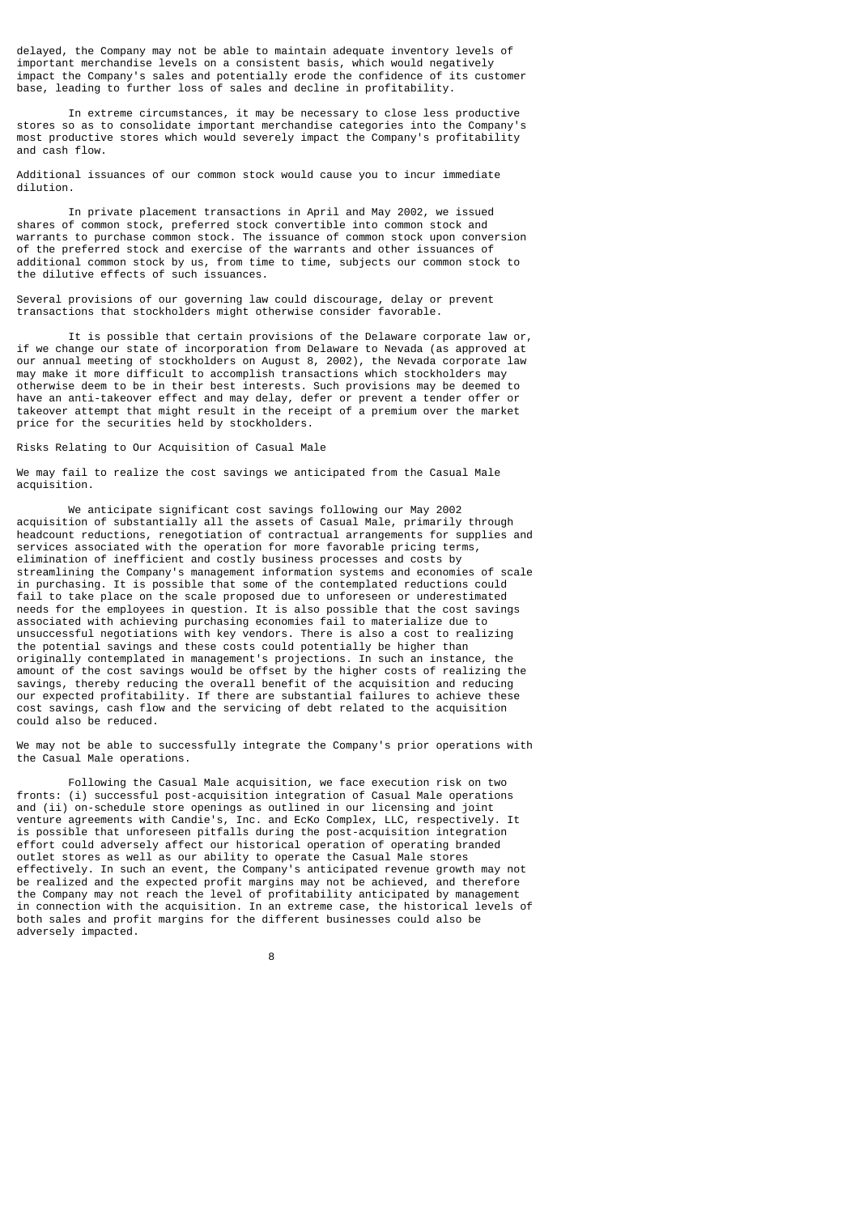delayed, the Company may not be able to maintain adequate inventory levels of important merchandise levels on a consistent basis, which would negatively impact the Company's sales and potentially erode the confidence of its customer base, leading to further loss of sales and decline in profitability.

In extreme circumstances, it may be necessary to close less productive stores so as to consolidate important merchandise categories into the Company's most productive stores which would severely impact the Company's profitability and cash flow.

Additional issuances of our common stock would cause you to incur immediate dilution.

In private placement transactions in April and May 2002, we issued shares of common stock, preferred stock convertible into common stock and warrants to purchase common stock. The issuance of common stock upon conversion of the preferred stock and exercise of the warrants and other issuances of additional common stock by us, from time to time, subjects our common stock to the dilutive effects of such issuances.

Several provisions of our governing law could discourage, delay or prevent transactions that stockholders might otherwise consider favorable.

It is possible that certain provisions of the Delaware corporate law or, if we change our state of incorporation from Delaware to Nevada (as approved at our annual meeting of stockholders on August 8, 2002), the Nevada corporate law may make it more difficult to accomplish transactions which stockholders may otherwise deem to be in their best interests. Such provisions may be deemed to have an anti-takeover effect and may delay, defer or prevent a tender offer or takeover attempt that might result in the receipt of a premium over the market price for the securities held by stockholders.

Risks Relating to Our Acquisition of Casual Male

We may fail to realize the cost savings we anticipated from the Casual Male acquisition.

We anticipate significant cost savings following our May 2002 acquisition of substantially all the assets of Casual Male, primarily through headcount reductions, renegotiation of contractual arrangements for supplies and services associated with the operation for more favorable pricing terms, elimination of inefficient and costly business processes and costs by streamlining the Company's management information systems and economies of scale in purchasing. It is possible that some of the contemplated reductions could fail to take place on the scale proposed due to unforeseen or underestimated needs for the employees in question. It is also possible that the cost savings associated with achieving purchasing economies fail to materialize due to unsuccessful negotiations with key vendors. There is also a cost to realizing the potential savings and these costs could potentially be higher than originally contemplated in management's projections. In such an instance, the amount of the cost savings would be offset by the higher costs of realizing the savings, thereby reducing the overall benefit of the acquisition and reducing our expected profitability. If there are substantial failures to achieve these cost savings, cash flow and the servicing of debt related to the acquisition could also be reduced.

We may not be able to successfully integrate the Company's prior operations with the Casual Male operations.

Following the Casual Male acquisition, we face execution risk on two fronts: (i) successful post-acquisition integration of Casual Male operations and (ii) on-schedule store openings as outlined in our licensing and joint venture agreements with Candie's, Inc. and EcKo Complex, LLC, respectively. It is possible that unforeseen pitfalls during the post-acquisition integration effort could adversely affect our historical operation of operating branded outlet stores as well as our ability to operate the Casual Male stores effectively. In such an event, the Company's anticipated revenue growth may not be realized and the expected profit margins may not be achieved, and therefore the Company may not reach the level of profitability anticipated by management in connection with the acquisition. In an extreme case, the historical levels of both sales and profit margins for the different businesses could also be adversely impacted.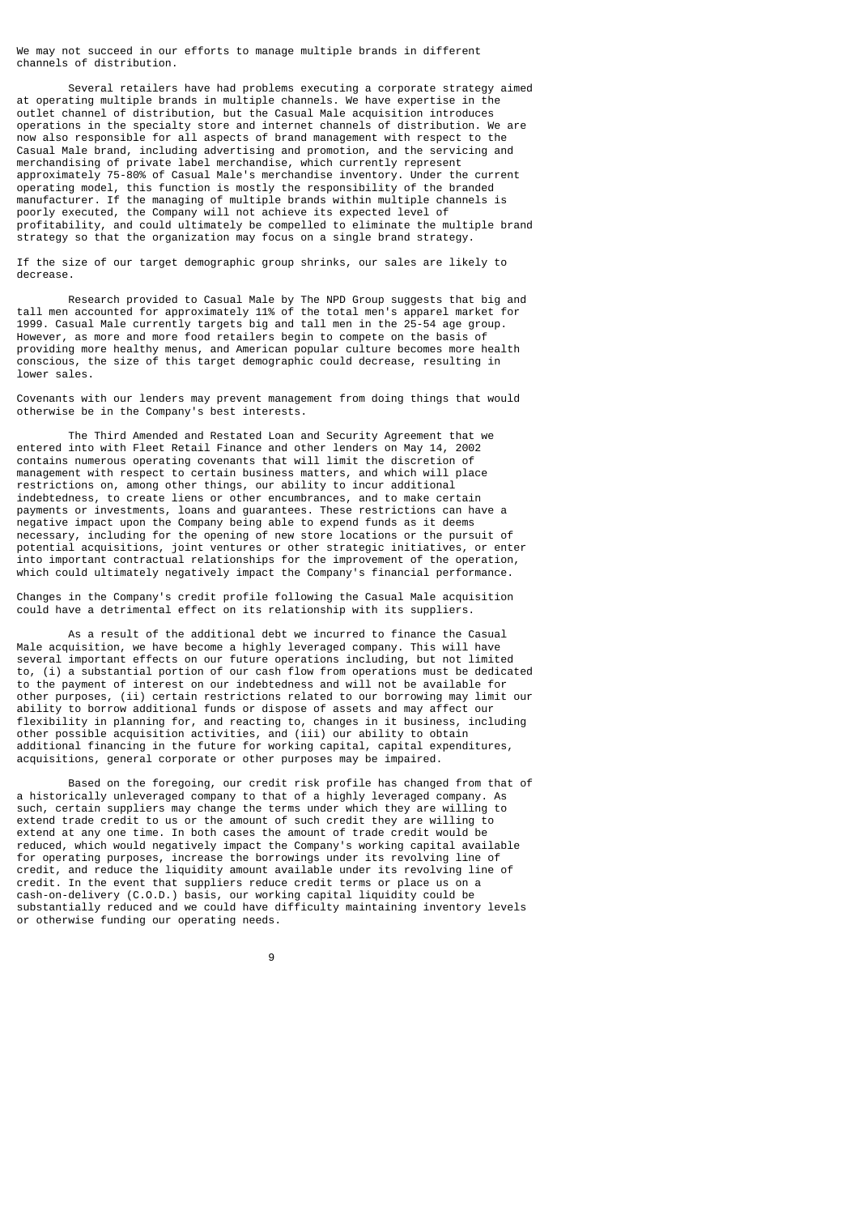We may not succeed in our efforts to manage multiple brands in different channels of distribution.

Several retailers have had problems executing a corporate strategy aimed at operating multiple brands in multiple channels. We have expertise in the outlet channel of distribution, but the Casual Male acquisition introduces operations in the specialty store and internet channels of distribution. We are now also responsible for all aspects of brand management with respect to the Casual Male brand, including advertising and promotion, and the servicing and merchandising of private label merchandise, which currently represent approximately 75-80% of Casual Male's merchandise inventory. Under the current operating model, this function is mostly the responsibility of the branded manufacturer. If the managing of multiple brands within multiple channels is poorly executed, the Company will not achieve its expected level of profitability, and could ultimately be compelled to eliminate the multiple brand strategy so that the organization may focus on a single brand strategy.

If the size of our target demographic group shrinks, our sales are likely to decrease.

Research provided to Casual Male by The NPD Group suggests that big and tall men accounted for approximately 11% of the total men's apparel market for 1999. Casual Male currently targets big and tall men in the 25-54 age group. However, as more and more food retailers begin to compete on the basis of providing more healthy menus, and American popular culture becomes more health conscious, the size of this target demographic could decrease, resulting in lower sales.

Covenants with our lenders may prevent management from doing things that would otherwise be in the Company's best interests.

The Third Amended and Restated Loan and Security Agreement that we entered into with Fleet Retail Finance and other lenders on May 14, 2002 contains numerous operating covenants that will limit the discretion of management with respect to certain business matters, and which will place restrictions on, among other things, our ability to incur additional indebtedness, to create liens or other encumbrances, and to make certain payments or investments, loans and guarantees. These restrictions can have a negative impact upon the Company being able to expend funds as it deems necessary, including for the opening of new store locations or the pursuit of potential acquisitions, joint ventures or other strategic initiatives, or enter into important contractual relationships for the improvement of the operation, which could ultimately negatively impact the Company's financial performance.

Changes in the Company's credit profile following the Casual Male acquisition could have a detrimental effect on its relationship with its suppliers.

As a result of the additional debt we incurred to finance the Casual Male acquisition, we have become a highly leveraged company. This will have several important effects on our future operations including, but not limited to, (i) a substantial portion of our cash flow from operations must be dedicated to the payment of interest on our indebtedness and will not be available for other purposes, (ii) certain restrictions related to our borrowing may limit our ability to borrow additional funds or dispose of assets and may affect our flexibility in planning for, and reacting to, changes in it business, including other possible acquisition activities, and (iii) our ability to obtain additional financing in the future for working capital, capital expenditures, acquisitions, general corporate or other purposes may be impaired.

Based on the foregoing, our credit risk profile has changed from that of a historically unleveraged company to that of a highly leveraged company. As such, certain suppliers may change the terms under which they are willing to extend trade credit to us or the amount of such credit they are willing to extend at any one time. In both cases the amount of trade credit would be reduced, which would negatively impact the Company's working capital available for operating purposes, increase the borrowings under its revolving line of credit, and reduce the liquidity amount available under its revolving line of credit. In the event that suppliers reduce credit terms or place us on a cash-on-delivery (C.O.D.) basis, our working capital liquidity could be substantially reduced and we could have difficulty maintaining inventory levels or otherwise funding our operating needs.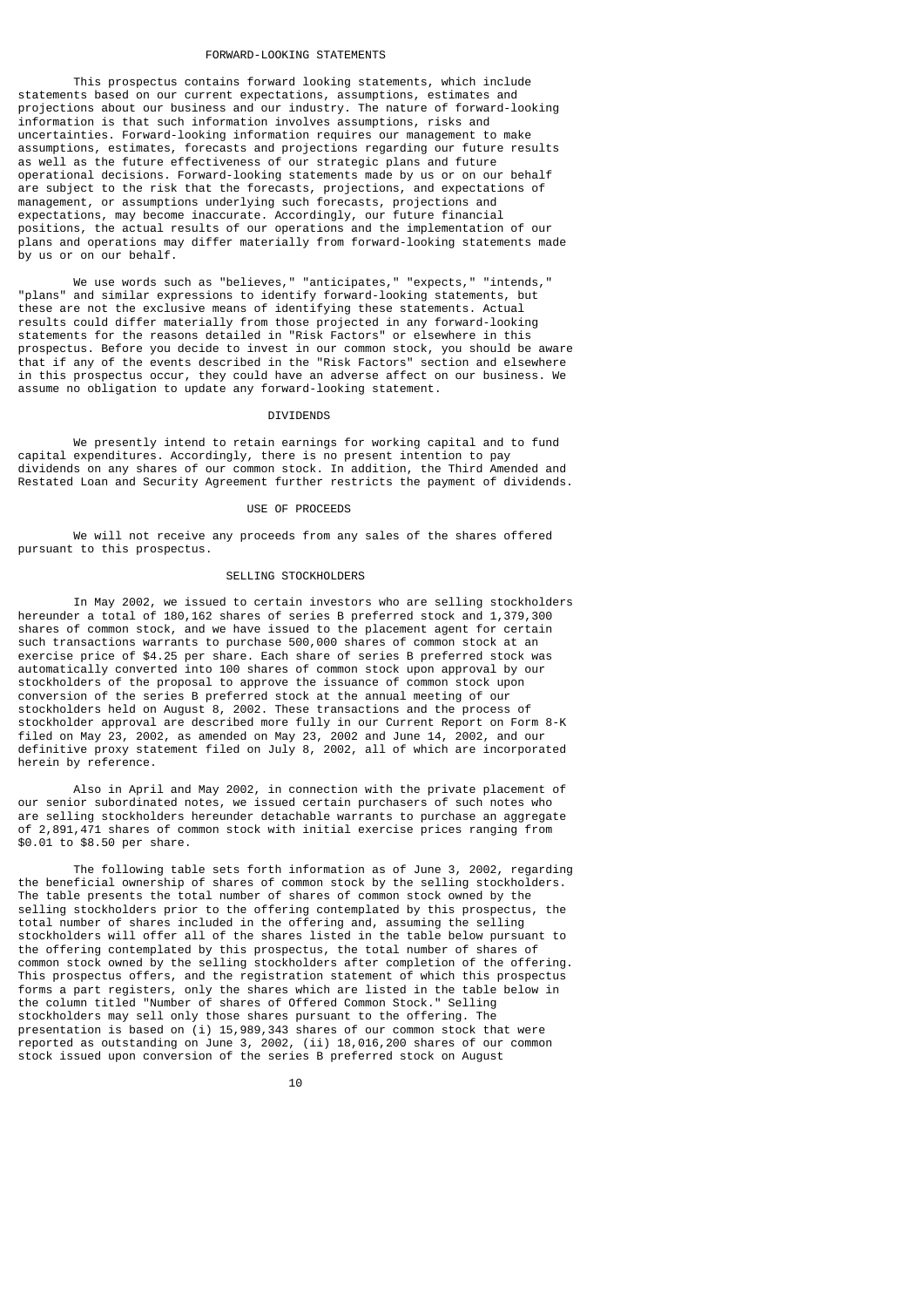## FORWARD-LOOKING STATEMENTS

This prospectus contains forward looking statements, which include statements based on our current expectations, assumptions, estimates and projections about our business and our industry. The nature of forward-looking information is that such information involves assumptions, risks and uncertainties. Forward-looking information requires our management to make assumptions, estimates, forecasts and projections regarding our future results as well as the future effectiveness of our strategic plans and future operational decisions. Forward-looking statements made by us or on our behalf are subject to the risk that the forecasts, projections, and expectations of management, or assumptions underlying such forecasts, projections and expectations, may become inaccurate. Accordingly, our future financial positions, the actual results of our operations and the implementation of our plans and operations may differ materially from forward-looking statements made by us or on our behalf.

We use words such as "believes," "anticipates," "expects," "intends," "plans" and similar expressions to identify forward-looking statements, but these are not the exclusive means of identifying these statements. Actual results could differ materially from those projected in any forward-looking statements for the reasons detailed in "Risk Factors" or elsewhere in this prospectus. Before you decide to invest in our common stock, you should be aware that if any of the events described in the "Risk Factors" section and elsewhere in this prospectus occur, they could have an adverse affect on our business. We assume no obligation to update any forward-looking statement.

## DIVIDENDS

We presently intend to retain earnings for working capital and to fund capital expenditures. Accordingly, there is no present intention to pay dividends on any shares of our common stock. In addition, the Third Amended and Restated Loan and Security Agreement further restricts the payment of dividends.

## USE OF PROCEEDS

We will not receive any proceeds from any sales of the shares offered pursuant to this prospectus.

## SELLING STOCKHOLDERS

In May 2002, we issued to certain investors who are selling stockholders hereunder a total of 180,162 shares of series B preferred stock and 1,379,300 shares of common stock, and we have issued to the placement agent for certain such transactions warrants to purchase 500,000 shares of common stock at an exercise price of $4.25 per share. Each share of series B preferred stock was automatically converted into 100 shares of common stock upon approval by our stockholders of the proposal to approve the issuance of common stock upon conversion of the series B preferred stock at the annual meeting of our stockholders held on August 8, 2002. These transactions and the process of stockholder approval are described more fully in our Current Report on Form 8-K filed on May 23, 2002, as amended on May 23, 2002 and June 14, 2002, and our definitive proxy statement filed on July 8, 2002, all of which are incorporated herein by reference.

Also in April and May 2002, in connection with the private placement of our senior subordinated notes, we issued certain purchasers of such notes who are selling stockholders hereunder detachable warrants to purchase an aggregate of 2,891,471 shares of common stock with initial exercise prices ranging from $0.01 to $8.50 per share.

The following table sets forth information as of June 3, 2002, regarding the beneficial ownership of shares of common stock by the selling stockholders. The table presents the total number of shares of common stock owned by the selling stockholders prior to the offering contemplated by this prospectus, the total number of shares included in the offering and, assuming the selling stockholders will offer all of the shares listed in the table below pursuant to the offering contemplated by this prospectus, the total number of shares of common stock owned by the selling stockholders after completion of the offering. This prospectus offers, and the registration statement of which this prospectus forms a part registers, only the shares which are listed in the table below in the column titled "Number of shares of Offered Common Stock." Selling stockholders may sell only those shares pursuant to the offering. The presentation is based on (i) 15,989,343 shares of our common stock that were reported as outstanding on June 3, 2002, (ii) 18,016,200 shares of our common stock issued upon conversion of the series B preferred stock on August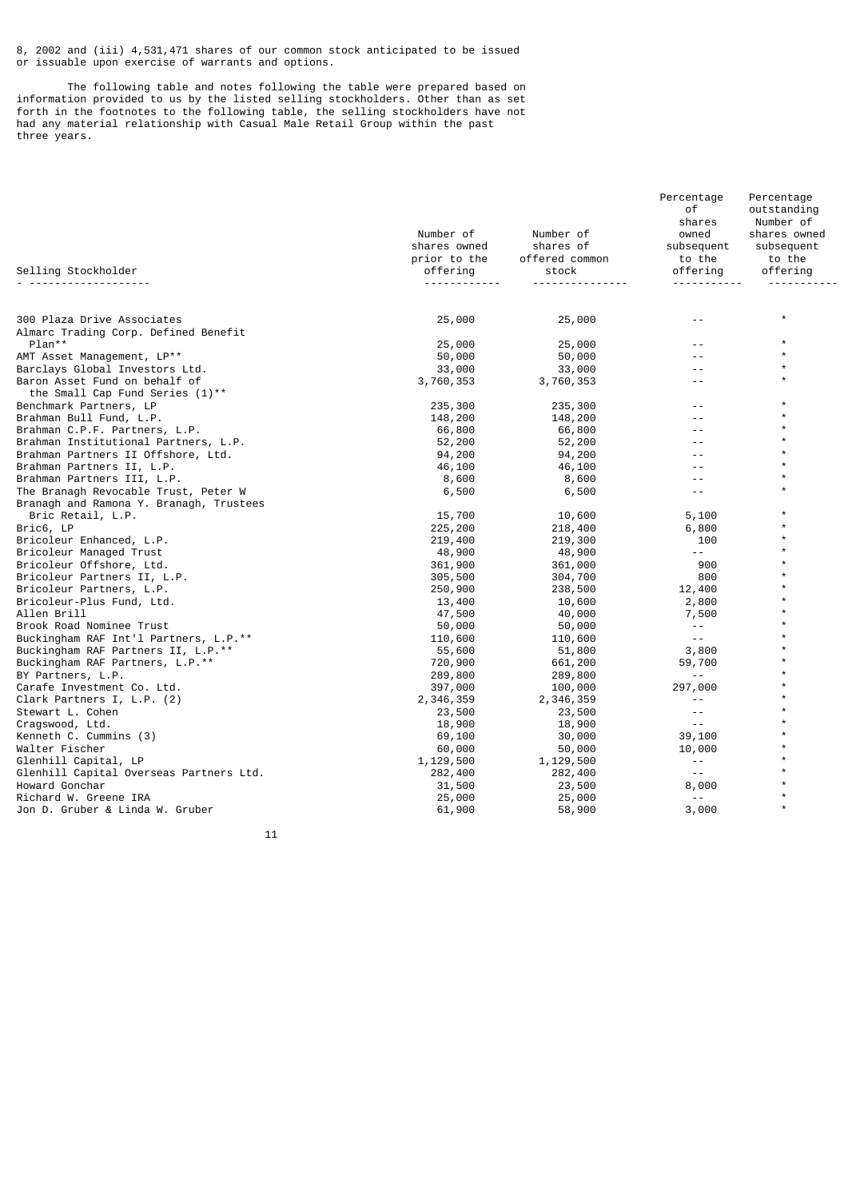8, 2002 and (iii) 4,531,471 shares of our common stock anticipated to be issued or issuable upon exercise of warrants and options.

The following table and notes following the table were prepared based on information provided to us by the listed selling stockholders. Other than as set forth in the footnotes to the following table, the selling stockholders have not had any material relationship with Casual Male Retail Group within the past three years.

| Selling Stockholder | Number of shares owned prior to the offering | Number of shares of offered common stock | Percentage of shares owned subsequent to the offering | Percentage outstanding Number of shares owned subsequent to the offering |
|---|---|---|---|---|
| 300 Plaza Drive Associates | 25,000 | 25,000 | -- | * |
| Almarc Trading Corp. Defined Benefit Plan** | 25,000 | 25,000 | -- | * |
| AMT Asset Management, LP** | 50,000 | 50,000 | -- | * |
| Barclays Global Investors Ltd. | 33,000 | 33,000 | -- | * |
| Baron Asset Fund on behalf of the Small Cap Fund Series (1)** | 3,760,353 | 3,760,353 | -- | * |
| Benchmark Partners, LP | 235,300 | 235,300 | -- | * |
| Brahman Bull Fund, L.P. | 148,200 | 148,200 | -- | * |
| Brahman C.P.F. Partners, L.P. | 66,800 | 66,800 | -- | * |
| Brahman Institutional Partners, L.P. | 52,200 | 52,200 | -- | * |
| Brahman Partners II Offshore, Ltd. | 94,200 | 94,200 | -- | * |
| Brahman Partners II, L.P. | 46,100 | 46,100 | -- | * |
| Brahman Partners III, L.P. | 8,600 | 8,600 | -- | * |
| The Branagh Revocable Trust, Peter W Branagh and Ramona Y. Branagh, Trustees | 6,500 | 6,500 | -- | * |
| Bric Retail, L.P. | 15,700 | 10,600 | 5,100 | * |
| Bric6, LP | 225,200 | 218,400 | 6,800 | * |
| Bricoleur Enhanced, L.P. | 219,400 | 219,300 | 100 | * |
| Bricoleur Managed Trust | 48,900 | 48,900 | -- | * |
| Bricoleur Offshore, Ltd. | 361,900 | 361,000 | 900 | * |
| Bricoleur Partners II, L.P. | 305,500 | 304,700 | 800 | * |
| Bricoleur Partners, L.P. | 250,900 | 238,500 | 12,400 | * |
| Bricoleur-Plus Fund, Ltd. | 13,400 | 10,600 | 2,800 | * |
| Allen Brill | 47,500 | 40,000 | 7,500 | * |
| Brook Road Nominee Trust | 50,000 | 50,000 | -- | * |
| Buckingham RAF Int'l Partners, L.P.** | 110,600 | 110,600 | -- | * |
| Buckingham RAF Partners II, L.P.** | 55,600 | 51,800 | 3,800 | * |
| Buckingham RAF Partners, L.P.** | 720,900 | 661,200 | 59,700 | * |
| BY Partners, L.P. | 289,800 | 289,800 | -- | * |
| Carafe Investment Co. Ltd. | 397,000 | 100,000 | 297,000 | * |
| Clark Partners I, L.P. (2) | 2,346,359 | 2,346,359 | -- | * |
| Stewart L. Cohen | 23,500 | 23,500 | -- | * |
| Cragswood, Ltd. | 18,900 | 18,900 | -- | * |
| Kenneth C. Cummins (3) | 69,100 | 30,000 | 39,100 | * |
| Walter Fischer | 60,000 | 50,000 | 10,000 | * |
| Glenhill Capital, LP | 1,129,500 | 1,129,500 | -- | * |
| Glenhill Capital Overseas Partners Ltd. | 282,400 | 282,400 | -- | * |
| Howard Gonchar | 31,500 | 23,500 | 8,000 | * |
| Richard W. Greene IRA | 25,000 | 25,000 | -- | * |
| Jon D. Gruber & Linda W. Gruber | 61,900 | 58,900 | 3,000 | * |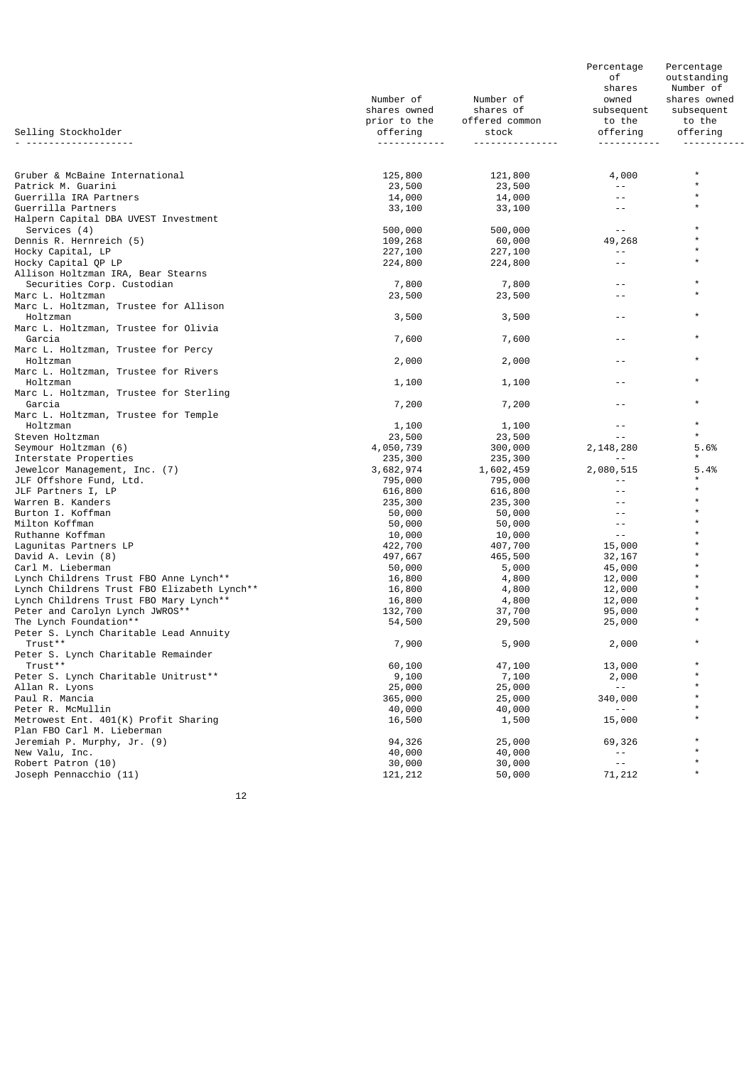| Selling Stockholder | Number of shares owned prior to the offering | Number of shares of offered common stock | Percentage of shares owned subsequent to the offering | Percentage outstanding Number of shares owned subsequent to the offering |
|---|---|---|---|---|
| Gruber & McBaine International | 125,800 | 121,800 | 4,000 | * |
| Patrick M. Guarini | 23,500 | 23,500 | -- | * |
| Guerrilla IRA Partners | 14,000 | 14,000 | -- | * |
| Guerrilla Partners | 33,100 | 33,100 | -- | * |
| Halpern Capital DBA UVEST Investment Services (4) | 500,000 | 500,000 | -- | * |
| Dennis R. Hernreich (5) | 109,268 | 60,000 | 49,268 | * |
| Hocky Capital, LP | 227,100 | 227,100 | -- | * |
| Hocky Capital QP LP | 224,800 | 224,800 | -- | * |
| Allison Holtzman IRA, Bear Stearns Securities Corp. Custodian | 7,800 | 7,800 | -- | * |
| Marc L. Holtzman | 23,500 | 23,500 | -- | * |
| Marc L. Holtzman, Trustee for Allison Holtzman | 3,500 | 3,500 | -- | * |
| Marc L. Holtzman, Trustee for Olivia Garcia | 7,600 | 7,600 | -- | * |
| Marc L. Holtzman, Trustee for Percy Holtzman | 2,000 | 2,000 | -- | * |
| Marc L. Holtzman, Trustee for Rivers Holtzman | 1,100 | 1,100 | -- | * |
| Marc L. Holtzman, Trustee for Sterling Garcia | 7,200 | 7,200 | -- | * |
| Marc L. Holtzman, Trustee for Temple Holtzman | 1,100 | 1,100 | -- | * |
| Steven Holtzman | 23,500 | 23,500 | -- | * |
| Seymour Holtzman (6) | 4,050,739 | 300,000 | 2,148,280 | 5.6% |
| Interstate Properties | 235,300 | 235,300 | -- | * |
| Jewelcor Management, Inc. (7) | 3,682,974 | 1,602,459 | 2,080,515 | 5.4% |
| JLF Offshore Fund, Ltd. | 795,000 | 795,000 | -- | * |
| JLF Partners I, LP | 616,800 | 616,800 | -- | * |
| Warren B. Kanders | 235,300 | 235,300 | -- | * |
| Burton I. Koffman | 50,000 | 50,000 | -- | * |
| Milton Koffman | 50,000 | 50,000 | -- | * |
| Ruthanne Koffman | 10,000 | 10,000 | -- | * |
| Lagunitas Partners LP | 422,700 | 407,700 | 15,000 | * |
| David A. Levin (8) | 497,667 | 465,500 | 32,167 | * |
| Carl M. Lieberman | 50,000 | 5,000 | 45,000 | * |
| Lynch Childrens Trust FBO Anne Lynch** | 16,800 | 4,800 | 12,000 | * |
| Lynch Childrens Trust FBO Elizabeth Lynch** | 16,800 | 4,800 | 12,000 | * |
| Lynch Childrens Trust FBO Mary Lynch** | 16,800 | 4,800 | 12,000 | * |
| Peter and Carolyn Lynch JWROS** | 132,700 | 37,700 | 95,000 | * |
| The Lynch Foundation** | 54,500 | 29,500 | 25,000 | * |
| Peter S. Lynch Charitable Lead Annuity Trust** | 7,900 | 5,900 | 2,000 | * |
| Peter S. Lynch Charitable Remainder Trust** | 60,100 | 47,100 | 13,000 | * |
| Peter S. Lynch Charitable Unitrust** | 9,100 | 7,100 | 2,000 | * |
| Allan R. Lyons | 25,000 | 25,000 | -- | * |
| Paul R. Mancia | 365,000 | 25,000 | 340,000 | * |
| Peter R. McMullin | 40,000 | 40,000 | -- | * |
| Metrowest Ent. 401(K) Profit Sharing Plan FBO Carl M. Lieberman | 16,500 | 1,500 | 15,000 | * |
| Jeremiah P. Murphy, Jr. (9) | 94,326 | 25,000 | 69,326 | * |
| New Valu, Inc. | 40,000 | 40,000 | -- | * |
| Robert Patron (10) | 30,000 | 30,000 | -- | * |
| Joseph Pennacchio (11) | 121,212 | 50,000 | 71,212 | * |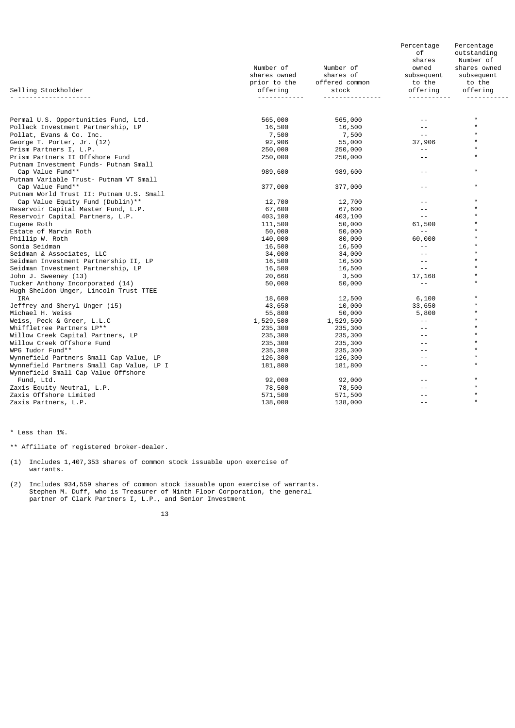| Selling Stockholder | Number of shares owned prior to the offering | Number of shares of offered common stock | Percentage of shares owned subsequent to the offering | Percentage outstanding Number of shares owned subsequent to the offering |
|---|---|---|---|---|
| Permal U.S. Opportunities Fund, Ltd. | 565,000 | 565,000 | -- | * |
| Pollack Investment Partnership, LP | 16,500 | 16,500 | -- | * |
| Pollat, Evans & Co. Inc. | 7,500 | 7,500 | -- | * |
| George T. Porter, Jr. (12) | 92,906 | 55,000 | 37,906 | * |
| Prism Partners I, L.P. | 250,000 | 250,000 | -- | * |
| Prism Partners II Offshore Fund | 250,000 | 250,000 | -- | * |
| Putnam Investment Funds- Putnam Small Cap Value Fund** | 989,600 | 989,600 | -- | * |
| Putnam Variable Trust- Putnam VT Small Cap Value Fund** | 377,000 | 377,000 | -- | * |
| Putnam World Trust II: Putnam U.S. Small Cap Value Equity Fund (Dublin)** | 12,700 | 12,700 | -- | * |
| Reservoir Capital Master Fund, L.P. | 67,600 | 67,600 | -- | * |
| Reservoir Capital Partners, L.P. | 403,100 | 403,100 | -- | * |
| Eugene Roth | 111,500 | 50,000 | 61,500 | * |
| Estate of Marvin Roth | 50,000 | 50,000 | -- | * |
| Phillip W. Roth | 140,000 | 80,000 | 60,000 | * |
| Sonia Seidman | 16,500 | 16,500 | -- | * |
| Seidman & Associates, LLC | 34,000 | 34,000 | -- | * |
| Seidman Investment Partnership II, LP | 16,500 | 16,500 | -- | * |
| Seidman Investment Partnership, LP | 16,500 | 16,500 | -- | * |
| John J. Sweeney (13) | 20,668 | 3,500 | 17,168 | * |
| Tucker Anthony Incorporated (14) | 50,000 | 50,000 | -- | * |
| Hugh Sheldon Unger, Lincoln Trust TTEE IRA | 18,600 | 12,500 | 6,100 | * |
| Jeffrey and Sheryl Unger (15) | 43,650 | 10,000 | 33,650 | * |
| Michael H. Weiss | 55,800 | 50,000 | 5,800 | * |
| Weiss, Peck & Greer, L.L.C | 1,529,500 | 1,529,500 | -- | * |
| Whiffletree Partners LP** | 235,300 | 235,300 | -- | * |
| Willow Creek Capital Partners, LP | 235,300 | 235,300 | -- | * |
| Willow Creek Offshore Fund | 235,300 | 235,300 | -- | * |
| WPG Tudor Fund** | 235,300 | 235,300 | -- | * |
| Wynnefield Partners Small Cap Value, LP | 126,300 | 126,300 | -- | * |
| Wynnefield Partners Small Cap Value, LP I | 181,800 | 181,800 | -- | * |
| Wynnefield Small Cap Value Offshore Fund, Ltd. | 92,000 | 92,000 | -- | * |
| Zaxis Equity Neutral, L.P. | 78,500 | 78,500 | -- | * |
| Zaxis Offshore Limited | 571,500 | 571,500 | -- | * |
| Zaxis Partners, L.P. | 138,000 | 138,000 | -- | * |

* Less than 1%.

** Affiliate of registered broker-dealer.

(1) Includes 1,407,353 shares of common stock issuable upon exercise of warrants.

(2) Includes 934,559 shares of common stock issuable upon exercise of warrants. Stephen M. Duff, who is Treasurer of Ninth Floor Corporation, the general partner of Clark Partners I, L.P., and Senior Investment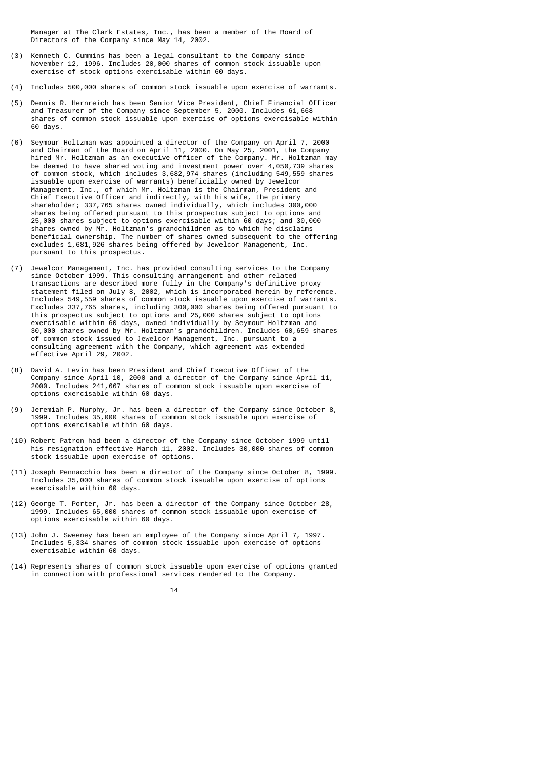Manager at The Clark Estates, Inc., has been a member of the Board of Directors of the Company since May 14, 2002.

(3) Kenneth C. Cummins has been a legal consultant to the Company since November 12, 1996. Includes 20,000 shares of common stock issuable upon exercise of stock options exercisable within 60 days.

(4) Includes 500,000 shares of common stock issuable upon exercise of warrants.

(5) Dennis R. Hernreich has been Senior Vice President, Chief Financial Officer and Treasurer of the Company since September 5, 2000. Includes 61,668 shares of common stock issuable upon exercise of options exercisable within 60 days.

(6) Seymour Holtzman was appointed a director of the Company on April 7, 2000 and Chairman of the Board on April 11, 2000. On May 25, 2001, the Company hired Mr. Holtzman as an executive officer of the Company. Mr. Holtzman may be deemed to have shared voting and investment power over 4,050,739 shares of common stock, which includes 3,682,974 shares (including 549,559 shares issuable upon exercise of warrants) beneficially owned by Jewelcor Management, Inc., of which Mr. Holtzman is the Chairman, President and Chief Executive Officer and indirectly, with his wife, the primary shareholder; 337,765 shares owned individually, which includes 300,000 shares being offered pursuant to this prospectus subject to options and 25,000 shares subject to options exercisable within 60 days; and 30,000 shares owned by Mr. Holtzman's grandchildren as to which he disclaims beneficial ownership. The number of shares owned subsequent to the offering excludes 1,681,926 shares being offered by Jewelcor Management, Inc. pursuant to this prospectus.

(7) Jewelcor Management, Inc. has provided consulting services to the Company since October 1999. This consulting arrangement and other related transactions are described more fully in the Company's definitive proxy statement filed on July 8, 2002, which is incorporated herein by reference. Includes 549,559 shares of common stock issuable upon exercise of warrants. Excludes 337,765 shares, including 300,000 shares being offered pursuant to this prospectus subject to options and 25,000 shares subject to options exercisable within 60 days, owned individually by Seymour Holtzman and 30,000 shares owned by Mr. Holtzman's grandchildren. Includes 60,659 shares of common stock issued to Jewelcor Management, Inc. pursuant to a consulting agreement with the Company, which agreement was extended effective April 29, 2002.

(8) David A. Levin has been President and Chief Executive Officer of the Company since April 10, 2000 and a director of the Company since April 11, 2000. Includes 241,667 shares of common stock issuable upon exercise of options exercisable within 60 days.

(9) Jeremiah P. Murphy, Jr. has been a director of the Company since October 8, 1999. Includes 35,000 shares of common stock issuable upon exercise of options exercisable within 60 days.

(10) Robert Patron had been a director of the Company since October 1999 until his resignation effective March 11, 2002. Includes 30,000 shares of common stock issuable upon exercise of options.

(11) Joseph Pennacchio has been a director of the Company since October 8, 1999. Includes 35,000 shares of common stock issuable upon exercise of options exercisable within 60 days.

(12) George T. Porter, Jr. has been a director of the Company since October 28, 1999. Includes 65,000 shares of common stock issuable upon exercise of options exercisable within 60 days.

(13) John J. Sweeney has been an employee of the Company since April 7, 1997. Includes 5,334 shares of common stock issuable upon exercise of options exercisable within 60 days.

(14) Represents shares of common stock issuable upon exercise of options granted in connection with professional services rendered to the Company.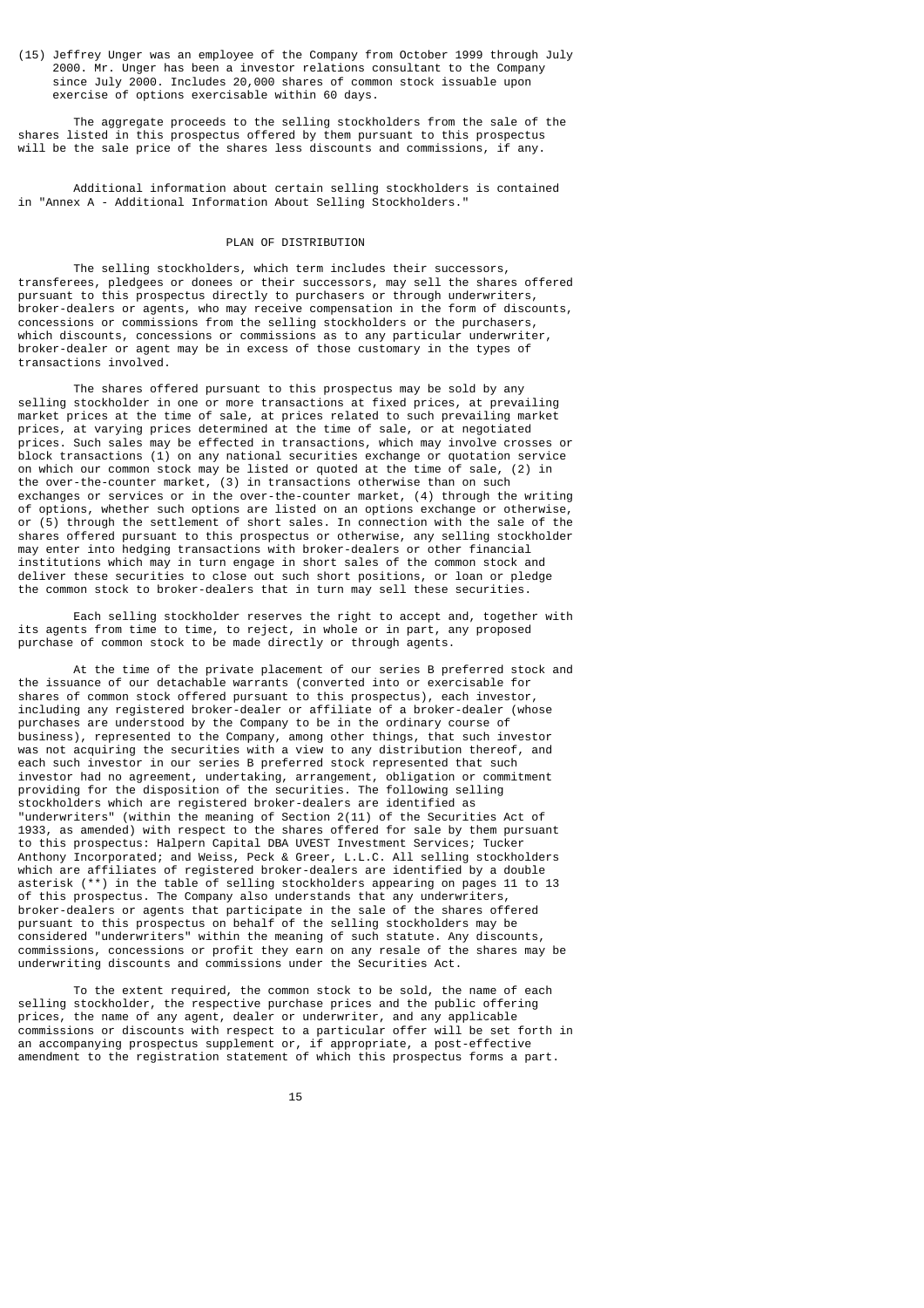(15) Jeffrey Unger was an employee of the Company from October 1999 through July 2000. Mr. Unger has been a investor relations consultant to the Company since July 2000. Includes 20,000 shares of common stock issuable upon exercise of options exercisable within 60 days.

The aggregate proceeds to the selling stockholders from the sale of the shares listed in this prospectus offered by them pursuant to this prospectus will be the sale price of the shares less discounts and commissions, if any.

Additional information about certain selling stockholders is contained in "Annex A - Additional Information About Selling Stockholders."

## PLAN OF DISTRIBUTION

The selling stockholders, which term includes their successors, transferees, pledgees or donees or their successors, may sell the shares offered pursuant to this prospectus directly to purchasers or through underwriters, broker-dealers or agents, who may receive compensation in the form of discounts, concessions or commissions from the selling stockholders or the purchasers, which discounts, concessions or commissions as to any particular underwriter, broker-dealer or agent may be in excess of those customary in the types of transactions involved.

The shares offered pursuant to this prospectus may be sold by any selling stockholder in one or more transactions at fixed prices, at prevailing market prices at the time of sale, at prices related to such prevailing market prices, at varying prices determined at the time of sale, or at negotiated prices. Such sales may be effected in transactions, which may involve crosses or block transactions (1) on any national securities exchange or quotation service on which our common stock may be listed or quoted at the time of sale, (2) in the over-the-counter market, (3) in transactions otherwise than on such exchanges or services or in the over-the-counter market, (4) through the writing of options, whether such options are listed on an options exchange or otherwise, or (5) through the settlement of short sales. In connection with the sale of the shares offered pursuant to this prospectus or otherwise, any selling stockholder may enter into hedging transactions with broker-dealers or other financial institutions which may in turn engage in short sales of the common stock and deliver these securities to close out such short positions, or loan or pledge the common stock to broker-dealers that in turn may sell these securities.

Each selling stockholder reserves the right to accept and, together with its agents from time to time, to reject, in whole or in part, any proposed purchase of common stock to be made directly or through agents.

At the time of the private placement of our series B preferred stock and the issuance of our detachable warrants (converted into or exercisable for shares of common stock offered pursuant to this prospectus), each investor, including any registered broker-dealer or affiliate of a broker-dealer (whose purchases are understood by the Company to be in the ordinary course of business), represented to the Company, among other things, that such investor was not acquiring the securities with a view to any distribution thereof, and each such investor in our series B preferred stock represented that such investor had no agreement, undertaking, arrangement, obligation or commitment providing for the disposition of the securities. The following selling stockholders which are registered broker-dealers are identified as "underwriters" (within the meaning of Section 2(11) of the Securities Act of 1933, as amended) with respect to the shares offered for sale by them pursuant to this prospectus: Halpern Capital DBA UVEST Investment Services; Tucker Anthony Incorporated; and Weiss, Peck & Greer, L.L.C. All selling stockholders which are affiliates of registered broker-dealers are identified by a double asterisk (**) in the table of selling stockholders appearing on pages 11 to 13 of this prospectus. The Company also understands that any underwriters, broker-dealers or agents that participate in the sale of the shares offered pursuant to this prospectus on behalf of the selling stockholders may be considered "underwriters" within the meaning of such statute. Any discounts, commissions, concessions or profit they earn on any resale of the shares may be underwriting discounts and commissions under the Securities Act.

To the extent required, the common stock to be sold, the name of each selling stockholder, the respective purchase prices and the public offering prices, the name of any agent, dealer or underwriter, and any applicable commissions or discounts with respect to a particular offer will be set forth in an accompanying prospectus supplement or, if appropriate, a post-effective amendment to the registration statement of which this prospectus forms a part.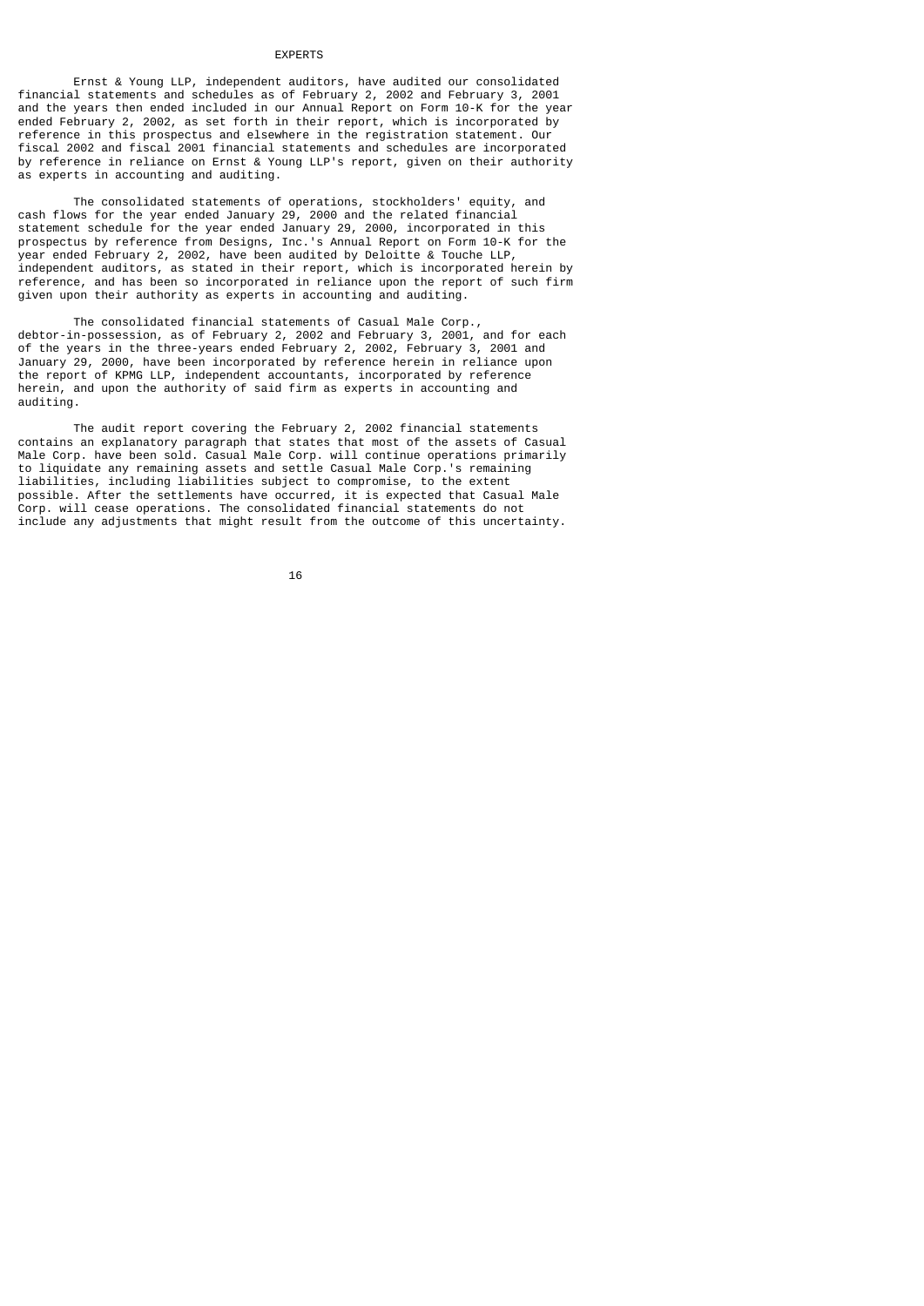# EXPERTS

Ernst & Young LLP, independent auditors, have audited our consolidated financial statements and schedules as of February 2, 2002 and February 3, 2001 and the years then ended included in our Annual Report on Form 10-K for the year ended February 2, 2002, as set forth in their report, which is incorporated by reference in this prospectus and elsewhere in the registration statement. Our fiscal 2002 and fiscal 2001 financial statements and schedules are incorporated by reference in reliance on Ernst & Young LLP's report, given on their authority as experts in accounting and auditing.

The consolidated statements of operations, stockholders' equity, and cash flows for the year ended January 29, 2000 and the related financial statement schedule for the year ended January 29, 2000, incorporated in this prospectus by reference from Designs, Inc.'s Annual Report on Form 10-K for the year ended February 2, 2002, have been audited by Deloitte & Touche LLP, independent auditors, as stated in their report, which is incorporated herein by reference, and has been so incorporated in reliance upon the report of such firm given upon their authority as experts in accounting and auditing.

The consolidated financial statements of Casual Male Corp., debtor-in-possession, as of February 2, 2002 and February 3, 2001, and for each of the years in the three-years ended February 2, 2002, February 3, 2001 and January 29, 2000, have been incorporated by reference herein in reliance upon the report of KPMG LLP, independent accountants, incorporated by reference herein, and upon the authority of said firm as experts in accounting and auditing.

The audit report covering the February 2, 2002 financial statements contains an explanatory paragraph that states that most of the assets of Casual Male Corp. have been sold. Casual Male Corp. will continue operations primarily to liquidate any remaining assets and settle Casual Male Corp.'s remaining liabilities, including liabilities subject to compromise, to the extent possible. After the settlements have occurred, it is expected that Casual Male Corp. will cease operations. The consolidated financial statements do not include any adjustments that might result from the outcome of this uncertainty.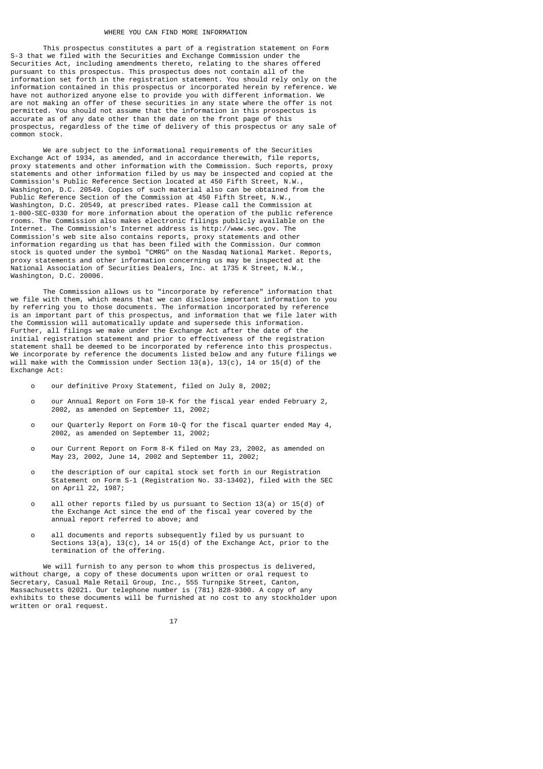## WHERE YOU CAN FIND MORE INFORMATION

This prospectus constitutes a part of a registration statement on Form S-3 that we filed with the Securities and Exchange Commission under the Securities Act, including amendments thereto, relating to the shares offered pursuant to this prospectus. This prospectus does not contain all of the information set forth in the registration statement. You should rely only on the information contained in this prospectus or incorporated herein by reference. We have not authorized anyone else to provide you with different information. We are not making an offer of these securities in any state where the offer is not permitted. You should not assume that the information in this prospectus is accurate as of any date other than the date on the front page of this prospectus, regardless of the time of delivery of this prospectus or any sale of common stock.

We are subject to the informational requirements of the Securities Exchange Act of 1934, as amended, and in accordance therewith, file reports, proxy statements and other information with the Commission. Such reports, proxy statements and other information filed by us may be inspected and copied at the Commission's Public Reference Section located at 450 Fifth Street, N.W., Washington, D.C. 20549. Copies of such material also can be obtained from the Public Reference Section of the Commission at 450 Fifth Street, N.W., Washington, D.C. 20549, at prescribed rates. Please call the Commission at 1-800-SEC-0330 for more information about the operation of the public reference rooms. The Commission also makes electronic filings publicly available on the Internet. The Commission's Internet address is http://www.sec.gov. The Commission's web site also contains reports, proxy statements and other information regarding us that has been filed with the Commission. Our common stock is quoted under the symbol "CMRG" on the Nasdaq National Market. Reports, proxy statements and other information concerning us may be inspected at the National Association of Securities Dealers, Inc. at 1735 K Street, N.W., Washington, D.C. 20006.

The Commission allows us to "incorporate by reference" information that we file with them, which means that we can disclose important information to you by referring you to those documents. The information incorporated by reference is an important part of this prospectus, and information that we file later with the Commission will automatically update and supersede this information. Further, all filings we make under the Exchange Act after the date of the initial registration statement and prior to effectiveness of the registration statement shall be deemed to be incorporated by reference into this prospectus. We incorporate by reference the documents listed below and any future filings we will make with the Commission under Section 13(a), 13(c), 14 or 15(d) of the Exchange Act:

- our definitive Proxy Statement, filed on July 8, 2002;
- our Annual Report on Form 10-K for the fiscal year ended February 2, 2002, as amended on September 11, 2002;
- our Quarterly Report on Form 10-Q for the fiscal quarter ended May 4, 2002, as amended on September 11, 2002;
- our Current Report on Form 8-K filed on May 23, 2002, as amended on May 23, 2002, June 14, 2002 and September 11, 2002;
- the description of our capital stock set forth in our Registration Statement on Form S-1 (Registration No. 33-13402), filed with the SEC on April 22, 1987;
- all other reports filed by us pursuant to Section 13(a) or 15(d) of the Exchange Act since the end of the fiscal year covered by the annual report referred to above; and
- all documents and reports subsequently filed by us pursuant to Sections 13(a), 13(c), 14 or 15(d) of the Exchange Act, prior to the termination of the offering.

We will furnish to any person to whom this prospectus is delivered, without charge, a copy of these documents upon written or oral request to Secretary, Casual Male Retail Group, Inc., 555 Turnpike Street, Canton, Massachusetts 02021. Our telephone number is (781) 828-9300. A copy of any exhibits to these documents will be furnished at no cost to any stockholder upon written or oral request.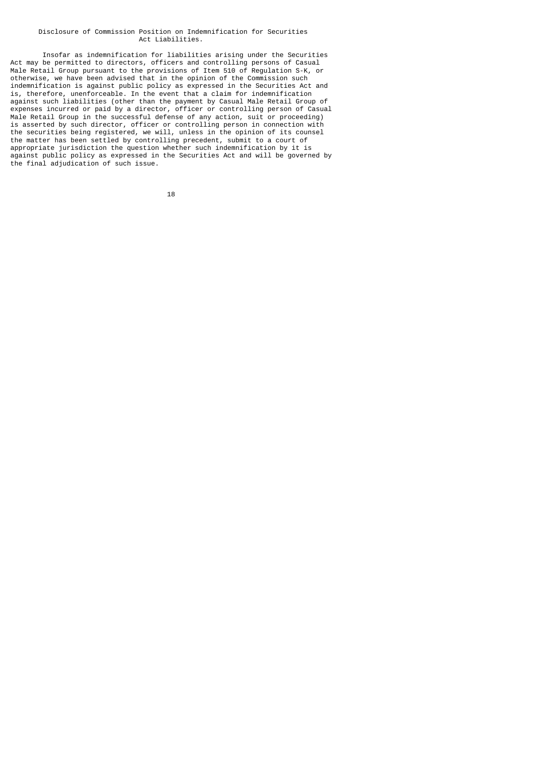## Disclosure of Commission Position on Indemnification for Securities Act Liabilities.

Insofar as indemnification for liabilities arising under the Securities Act may be permitted to directors, officers and controlling persons of Casual Male Retail Group pursuant to the provisions of Item 510 of Regulation S-K, or otherwise, we have been advised that in the opinion of the Commission such indemnification is against public policy as expressed in the Securities Act and is, therefore, unenforceable. In the event that a claim for indemnification against such liabilities (other than the payment by Casual Male Retail Group of expenses incurred or paid by a director, officer or controlling person of Casual Male Retail Group in the successful defense of any action, suit or proceeding) is asserted by such director, officer or controlling person in connection with the securities being registered, we will, unless in the opinion of its counsel the matter has been settled by controlling precedent, submit to a court of appropriate jurisdiction the question whether such indemnification by it is against public policy as expressed in the Securities Act and will be governed by the final adjudication of such issue.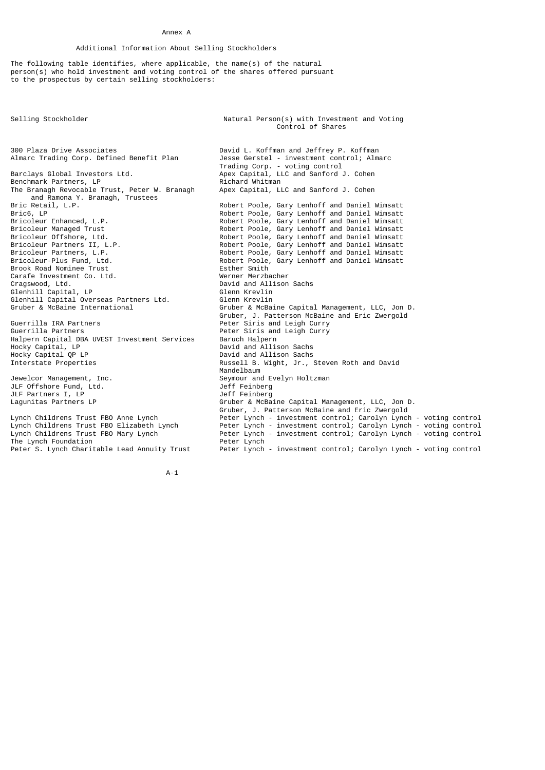Annex A

## Additional Information About Selling Stockholders

The following table identifies, where applicable, the name(s) of the natural person(s) who hold investment and voting control of the shares offered pursuant to the prospectus by certain selling stockholders:

| Selling Stockholder | Natural Person(s) with Investment and Voting Control of Shares |
|---|---|
| 300 Plaza Drive Associates | David L. Koffman and Jeffrey P. Koffman |
| Almarc Trading Corp. Defined Benefit Plan | Jesse Gerstel - investment control; Almarc Trading Corp. - voting control |
| Barclays Global Investors Ltd. | Apex Capital, LLC and Sanford J. Cohen |
| Benchmark Partners, LP | Richard Whitman |
| The Branagh Revocable Trust, Peter W. Branagh and Ramona Y. Branagh, Trustees | Apex Capital, LLC and Sanford J. Cohen |
| Bric Retail, L.P. | Robert Poole, Gary Lenhoff and Daniel Wimsatt |
| Bric6, LP | Robert Poole, Gary Lenhoff and Daniel Wimsatt |
| Bricoleur Enhanced, L.P. | Robert Poole, Gary Lenhoff and Daniel Wimsatt |
| Bricoleur Managed Trust | Robert Poole, Gary Lenhoff and Daniel Wimsatt |
| Bricoleur Offshore, Ltd. | Robert Poole, Gary Lenhoff and Daniel Wimsatt |
| Bricoleur Partners II, L.P. | Robert Poole, Gary Lenhoff and Daniel Wimsatt |
| Bricoleur Partners, L.P. | Robert Poole, Gary Lenhoff and Daniel Wimsatt |
| Bricoleur-Plus Fund, Ltd. | Robert Poole, Gary Lenhoff and Daniel Wimsatt |
| Brook Road Nominee Trust | Esther Smith |
| Carafe Investment Co. Ltd. | Werner Merzbacher |
| Cragswood, Ltd. | David and Allison Sachs |
| Glenhill Capital, LP | Glenn Krevlin |
| Glenhill Capital Overseas Partners Ltd. | Glenn Krevlin |
| Gruber & McBaine International | Gruber & McBaine Capital Management, LLC, Jon D. Gruber, J. Patterson McBaine and Eric Zwergold |
| Guerrilla IRA Partners | Peter Siris and Leigh Curry |
| Guerrilla Partners | Peter Siris and Leigh Curry |
| Halpern Capital DBA UVEST Investment Services | Baruch Halpern |
| Hocky Capital, LP | David and Allison Sachs |
| Hocky Capital QP LP | David and Allison Sachs |
| Interstate Properties | Russell B. Wight, Jr., Steven Roth and David Mandelbaum |
| Jewelcor Management, Inc. | Seymour and Evelyn Holtzman |
| JLF Offshore Fund, Ltd. | Jeff Feinberg |
| JLF Partners I, LP | Jeff Feinberg |
| Lagunitas Partners LP | Gruber & McBaine Capital Management, LLC, Jon D. Gruber, J. Patterson McBaine and Eric Zwergold |
| Lynch Childrens Trust FBO Anne Lynch | Peter Lynch - investment control; Carolyn Lynch - voting control |
| Lynch Childrens Trust FBO Elizabeth Lynch | Peter Lynch - investment control; Carolyn Lynch - voting control |
| Lynch Childrens Trust FBO Mary Lynch | Peter Lynch - investment control; Carolyn Lynch - voting control |
| The Lynch Foundation | Peter Lynch |
| Peter S. Lynch Charitable Lead Annuity Trust | Peter Lynch - investment control; Carolyn Lynch - voting control |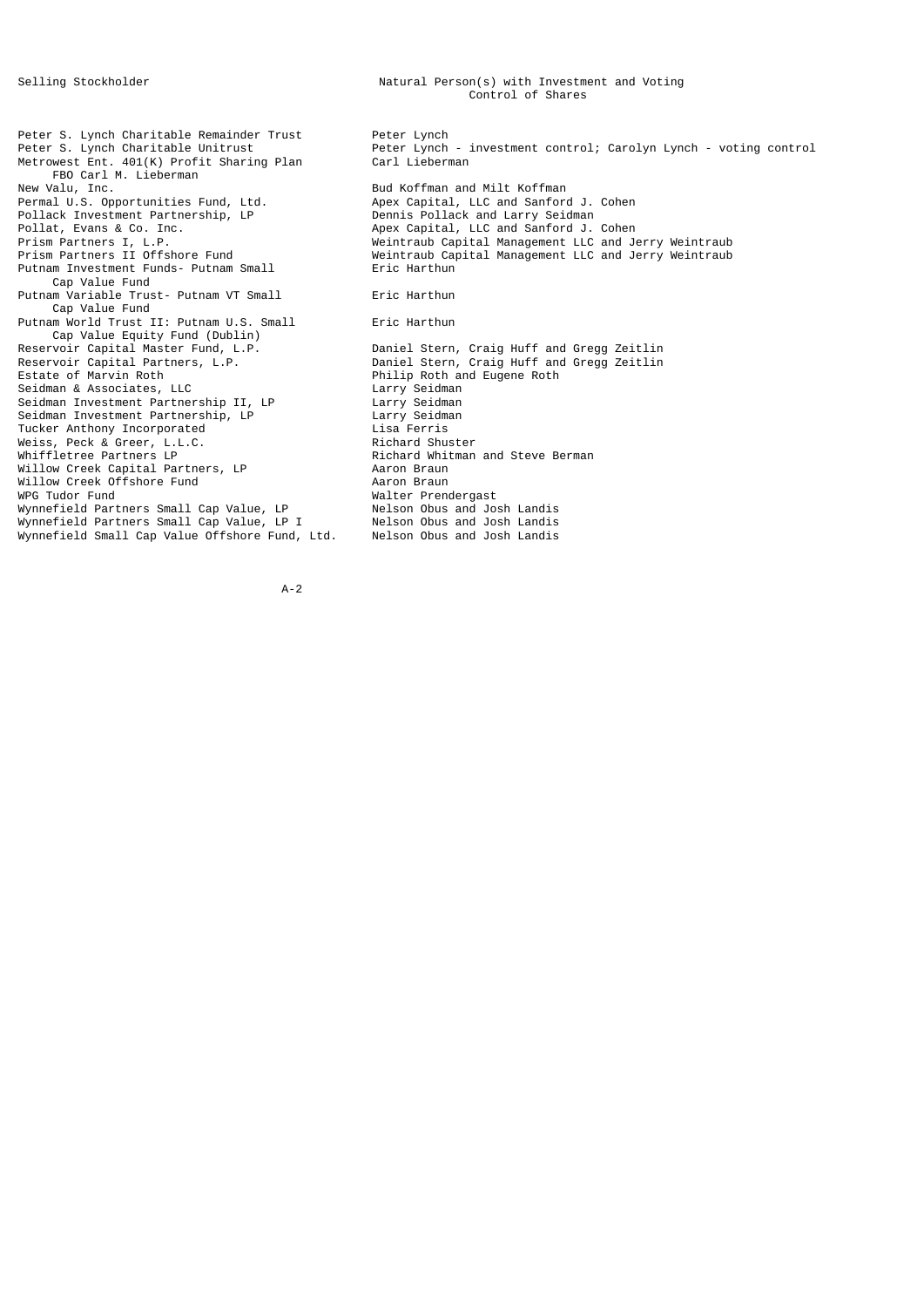| Selling Stockholder | Natural Person(s) with Investment and Voting Control of Shares |
|---|---|
| Peter S. Lynch Charitable Remainder Trust | Peter Lynch |
| Peter S. Lynch Charitable Unitrust | Peter Lynch - investment control; Carolyn Lynch - voting control |
| Metrowest Ent. 401(K) Profit Sharing Plan FBO Carl M. Lieberman | Carl Lieberman |
| New Valu, Inc. | Bud Koffman and Milt Koffman |
| Permal U.S. Opportunities Fund, Ltd. | Apex Capital, LLC and Sanford J. Cohen |
| Pollack Investment Partnership, LP | Dennis Pollack and Larry Seidman |
| Pollat, Evans & Co. Inc. | Apex Capital, LLC and Sanford J. Cohen |
| Prism Partners I, L.P. | Weintraub Capital Management LLC and Jerry Weintraub |
| Prism Partners II Offshore Fund | Weintraub Capital Management LLC and Jerry Weintraub |
| Putnam Investment Funds- Putnam Small Cap Value Fund | Eric Harthun |
| Putnam Variable Trust- Putnam VT Small Cap Value Fund | Eric Harthun |
| Putnam World Trust II: Putnam U.S. Small Cap Value Equity Fund (Dublin) | Eric Harthun |
| Reservoir Capital Master Fund, L.P. | Daniel Stern, Craig Huff and Gregg Zeitlin |
| Reservoir Capital Partners, L.P. | Daniel Stern, Craig Huff and Gregg Zeitlin |
| Estate of Marvin Roth | Philip Roth and Eugene Roth |
| Seidman & Associates, LLC | Larry Seidman |
| Seidman Investment Partnership II, LP | Larry Seidman |
| Seidman Investment Partnership, LP | Larry Seidman |
| Tucker Anthony Incorporated | Lisa Ferris |
| Weiss, Peck & Greer, L.L.C. | Richard Shuster |
| Whiffletree Partners LP | Richard Whitman and Steve Berman |
| Willow Creek Capital Partners, LP | Aaron Braun |
| Willow Creek Offshore Fund | Aaron Braun |
| WPG Tudor Fund | Walter Prendergast |
| Wynnefield Partners Small Cap Value, LP | Nelson Obus and Josh Landis |
| Wynnefield Partners Small Cap Value, LP I | Nelson Obus and Josh Landis |
| Wynnefield Small Cap Value Offshore Fund, Ltd. | Nelson Obus and Josh Landis |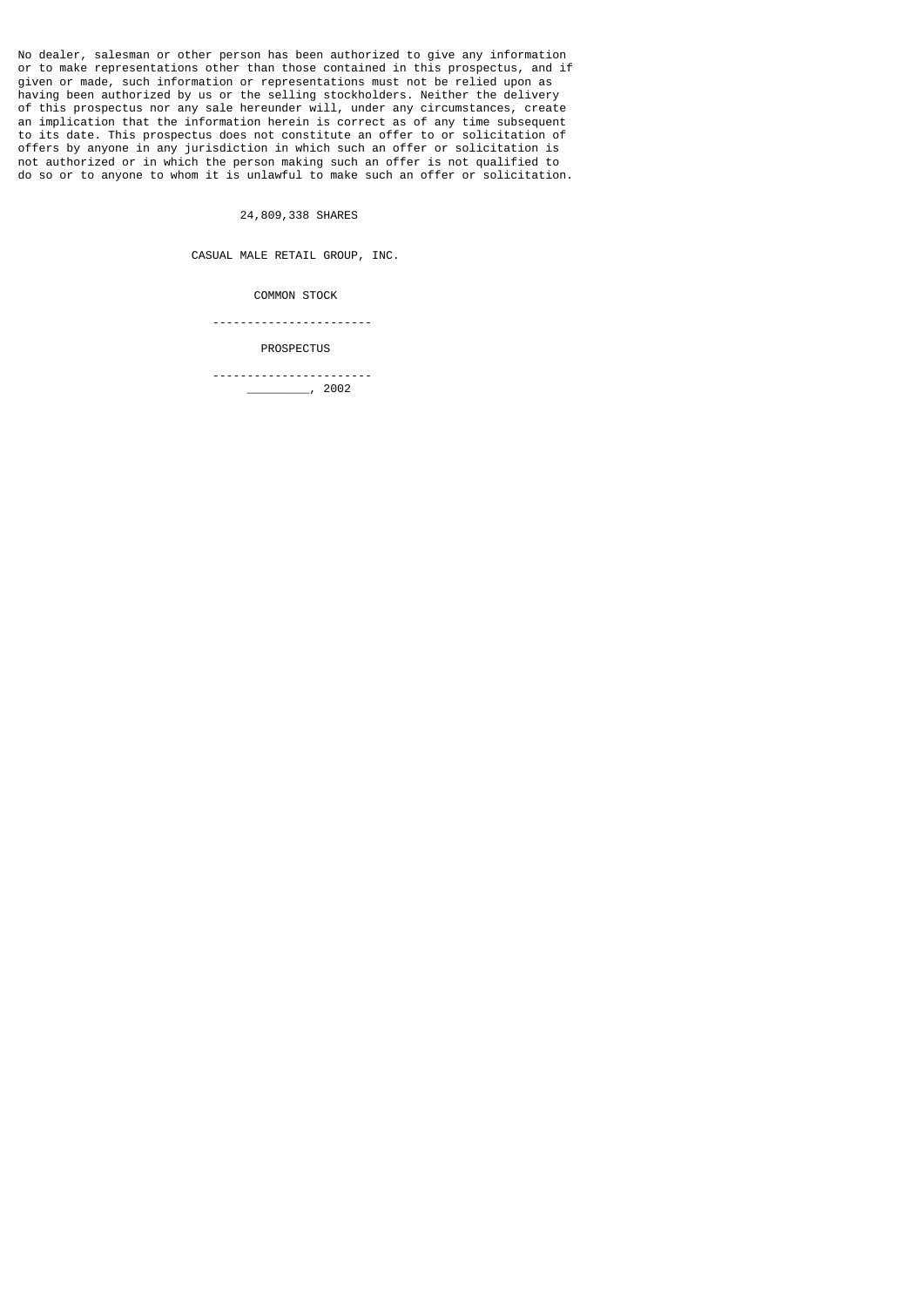No dealer, salesman or other person has been authorized to give any information or to make representations other than those contained in this prospectus, and if given or made, such information or representations must not be relied upon as having been authorized by us or the selling stockholders. Neither the delivery of this prospectus nor any sale hereunder will, under any circumstances, create an implication that the information herein is correct as of any time subsequent to its date. This prospectus does not constitute an offer to or solicitation of offers by anyone in any jurisdiction in which such an offer or solicitation is not authorized or in which the person making such an offer is not qualified to do so or to anyone to whom it is unlawful to make such an offer or solicitation.

24,809,338 SHARES

CASUAL MALE RETAIL GROUP, INC.

COMMON STOCK

---

PROSPECTUS

---

_________, 2002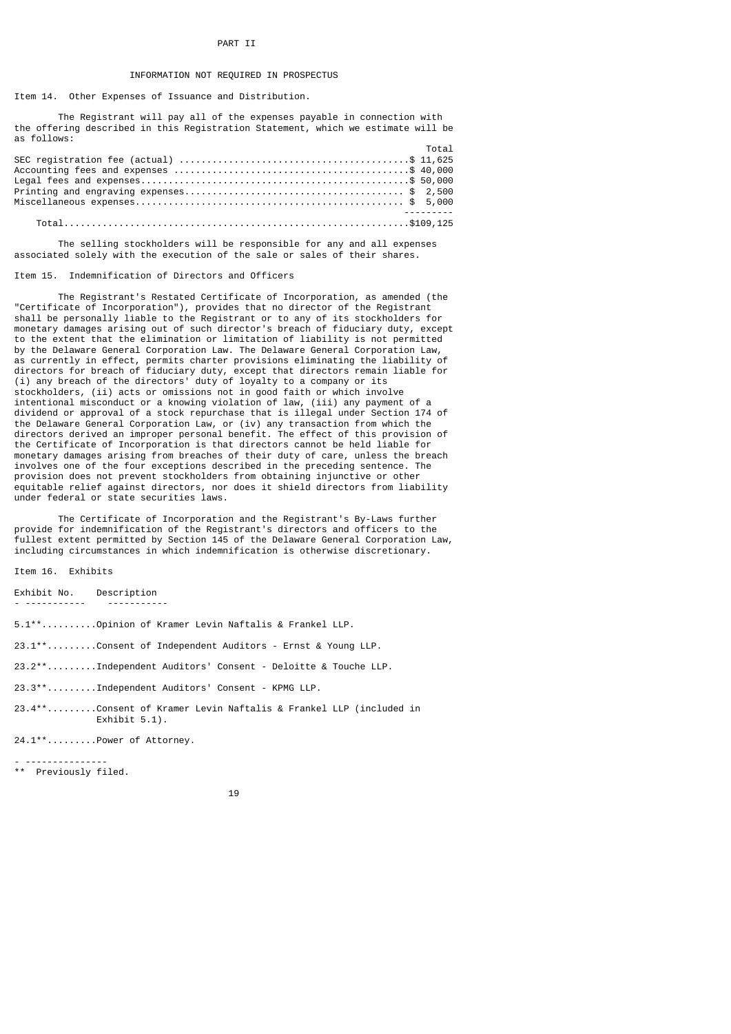# PART II

## INFORMATION NOT REQUIRED IN PROSPECTUS

### Item 14. Other Expenses of Issuance and Distribution.

The Registrant will pay all of the expenses payable in connection with the offering described in this Registration Statement, which we estimate will be as follows:

| | Total |
|---|---|
| SEC registration fee (actual) | $ 11,625 |
| Accounting fees and expenses | $ 40,000 |
| Legal fees and expenses | $ 50,000 |
| Printing and engraving expenses | $ 2,500 |
| Miscellaneous expenses | $ 5,000 |
| Total | $109,125 |

The selling stockholders will be responsible for any and all expenses associated solely with the execution of the sale or sales of their shares.

### Item 15. Indemnification of Directors and Officers

The Registrant's Restated Certificate of Incorporation, as amended (the "Certificate of Incorporation"), provides that no director of the Registrant shall be personally liable to the Registrant or to any of its stockholders for monetary damages arising out of such director's breach of fiduciary duty, except to the extent that the elimination or limitation of liability is not permitted by the Delaware General Corporation Law. The Delaware General Corporation Law, as currently in effect, permits charter provisions eliminating the liability of directors for breach of fiduciary duty, except that directors remain liable for (i) any breach of the directors' duty of loyalty to a company or its stockholders, (ii) acts or omissions not in good faith or which involve intentional misconduct or a knowing violation of law, (iii) any payment of a dividend or approval of a stock repurchase that is illegal under Section 174 of the Delaware General Corporation Law, or (iv) any transaction from which the directors derived an improper personal benefit. The effect of this provision of the Certificate of Incorporation is that directors cannot be held liable for monetary damages arising from breaches of their duty of care, unless the breach involves one of the four exceptions described in the preceding sentence. The provision does not prevent stockholders from obtaining injunctive or other equitable relief against directors, nor does it shield directors from liability under federal or state securities laws.

The Certificate of Incorporation and the Registrant's By-Laws further provide for indemnification of the Registrant's directors and officers to the fullest extent permitted by Section 145 of the Delaware General Corporation Law, including circumstances in which indemnification is otherwise discretionary.

### Item 16. Exhibits

| Exhibit No. | Description |
|---|---|
| 5.1** | Opinion of Kramer Levin Naftalis & Frankel LLP. |
| 23.1** | Consent of Independent Auditors - Ernst & Young LLP. |
| 23.2** | Independent Auditors' Consent - Deloitte & Touche LLP. |
| 23.3** | Independent Auditors' Consent - KPMG LLP. |
| 23.4** | Consent of Kramer Levin Naftalis & Frankel LLP (included in Exhibit 5.1). |
| 24.1** | Power of Attorney. |

---

** Previously filed.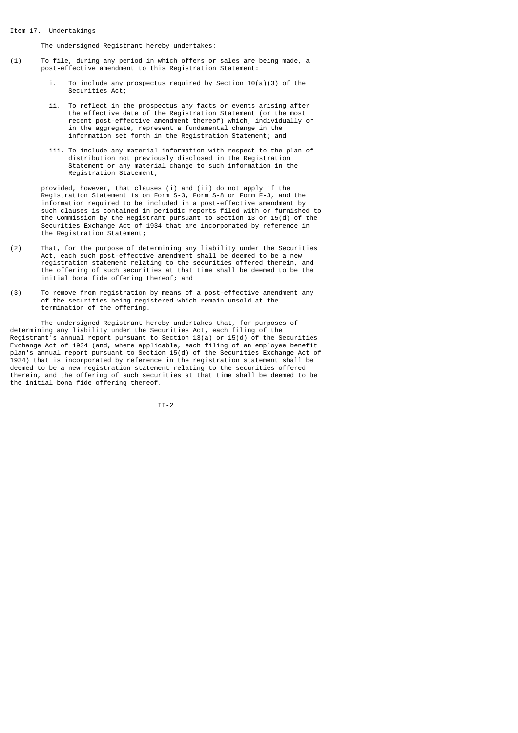## Item 17. Undertakings

The undersigned Registrant hereby undertakes:

(1) To file, during any period in which offers or sales are being made, a post-effective amendment to this Registration Statement:

   i. To include any prospectus required by Section 10(a)(3) of the Securities Act;

   ii. To reflect in the prospectus any facts or events arising after the effective date of the Registration Statement (or the most recent post-effective amendment thereof) which, individually or in the aggregate, represent a fundamental change in the information set forth in the Registration Statement; and

   iii. To include any material information with respect to the plan of distribution not previously disclosed in the Registration Statement or any material change to such information in the Registration Statement;

provided, however, that clauses (i) and (ii) do not apply if the Registration Statement is on Form S-3, Form S-8 or Form F-3, and the information required to be included in a post-effective amendment by such clauses is contained in periodic reports filed with or furnished to the Commission by the Registrant pursuant to Section 13 or 15(d) of the Securities Exchange Act of 1934 that are incorporated by reference in the Registration Statement;

(2) That, for the purpose of determining any liability under the Securities Act, each such post-effective amendment shall be deemed to be a new registration statement relating to the securities offered therein, and the offering of such securities at that time shall be deemed to be the initial bona fide offering thereof; and

(3) To remove from registration by means of a post-effective amendment any of the securities being registered which remain unsold at the termination of the offering.

The undersigned Registrant hereby undertakes that, for purposes of determining any liability under the Securities Act, each filing of the Registrant's annual report pursuant to Section 13(a) or 15(d) of the Securities Exchange Act of 1934 (and, where applicable, each filing of an employee benefit plan's annual report pursuant to Section 15(d) of the Securities Exchange Act of 1934) that is incorporated by reference in the registration statement shall be deemed to be a new registration statement relating to the securities offered therein, and the offering of such securities at that time shall be deemed to be the initial bona fide offering thereof.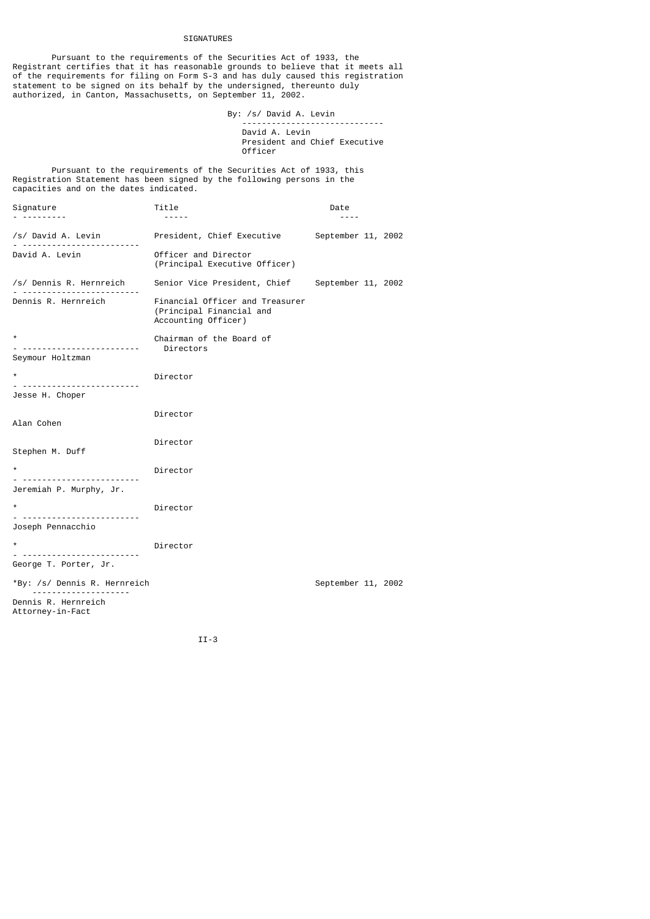# SIGNATURES

Pursuant to the requirements of the Securities Act of 1933, the Registrant certifies that it has reasonable grounds to believe that it meets all of the requirements for filing on Form S-3 and has duly caused this registration statement to be signed on its behalf by the undersigned, thereunto duly authorized, in Canton, Massachusetts, on September 11, 2002.

By: /s/ David A. Levin

David A. Levin
President and Chief Executive Officer

Pursuant to the requirements of the Securities Act of 1933, this Registration Statement has been signed by the following persons in the capacities and on the dates indicated.

| Signature | Title | Date |
|---|---|---|
| /s/ David A. Levin<br>David A. Levin | President, Chief Executive Officer and Director (Principal Executive Officer) | September 11, 2002 |
| /s/ Dennis R. Hernreich<br>Dennis R. Hernreich | Senior Vice President, Chief Financial Officer and Treasurer (Principal Financial and Accounting Officer) | September 11, 2002 |
| *<br>Seymour Holtzman | Chairman of the Board of Directors | |
| *<br>Jesse H. Choper | Director | |
| Alan Cohen | Director | |
| Stephen M. Duff | Director | |
| *<br>Jeremiah P. Murphy, Jr. | Director | |
| *<br>Joseph Pennacchio | Director | |
| *<br>George T. Porter, Jr. | Director | |

*By: /s/ Dennis R. Hernreich — September 11, 2002

Dennis R. Hernreich
Attorney-in-Fact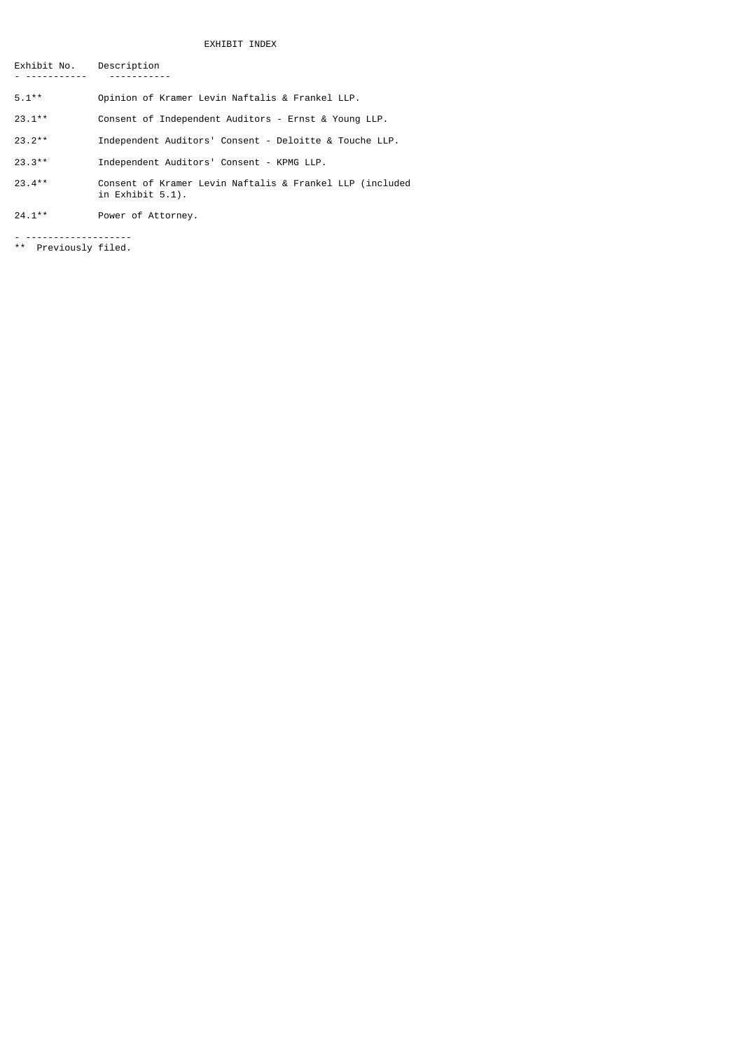# EXHIBIT INDEX

| Exhibit No. | Description |
|---|---|
| 5.1** | Opinion of Kramer Levin Naftalis & Frankel LLP. |
| 23.1** | Consent of Independent Auditors - Ernst & Young LLP. |
| 23.2** | Independent Auditors' Consent - Deloitte & Touche LLP. |
| 23.3** | Independent Auditors' Consent - KPMG LLP. |
| 23.4** | Consent of Kramer Levin Naftalis & Frankel LLP (included in Exhibit 5.1). |
| 24.1** | Power of Attorney. |

---

** Previously filed.